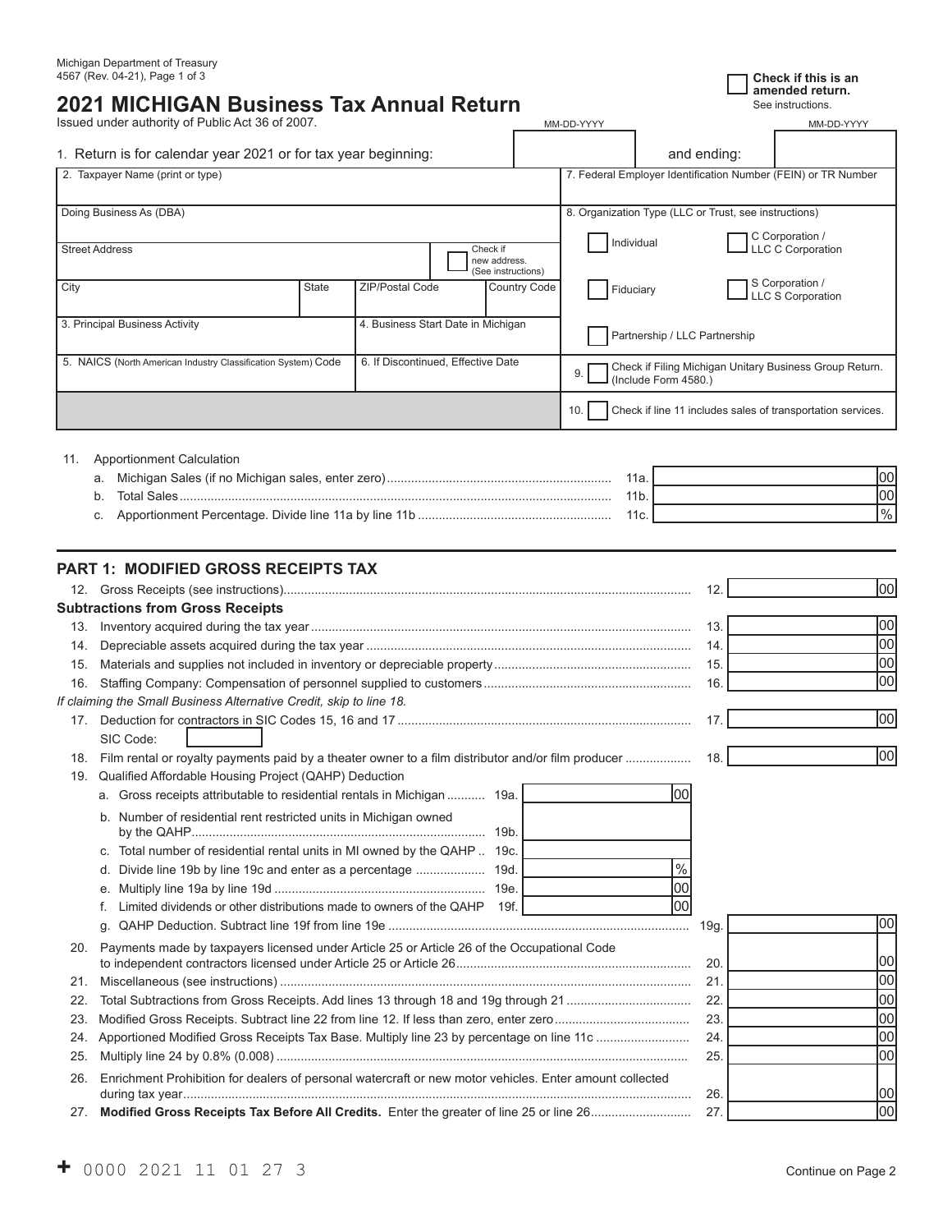Michigan Department of Treasury
4567 (Rev. 04-21), Page 1 of 3

☐ **Check if this is an amended return.** See instructions.

# 2021 MICHIGAN Business Tax Annual Return

Issued under authority of Public Act 36 of 2007.

1. Return is for calendar year 2021 or for tax year beginning: MM-DD-YYYY and ending: MM-DD-YYYY

| | |
|---|---|
| 2. Taxpayer Name (print or type) | 7. Federal Employer Identification Number (FEIN) or TR Number |
| Doing Business As (DBA) | 8. Organization Type (LLC or Trust, see instructions) |
| Street Address ☐ Check if new address. (See instructions) | ☐ Individual ☐ C Corporation / LLC C Corporation |
| City / State / ZIP/Postal Code / Country Code | ☐ Fiduciary ☐ S Corporation / LLC S Corporation |
| 3. Principal Business Activity / 4. Business Start Date in Michigan | ☐ Partnership / LLC Partnership |
| 5. NAICS (North American Industry Classification System) Code / 6. If Discontinued, Effective Date | 9. ☐ Check if Filing Michigan Unitary Business Group Return. (Include Form 4580.) |
| | 10. ☐ Check if line 11 includes sales of transportation services. |

11. Apportionment Calculation

| | | | |
|---|---|---|---|
| a. | Michigan Sales (if no Michigan sales, enter zero) | 11a. | 00 |
| b. | Total Sales | 11b. | 00 |
| c. | Apportionment Percentage. Divide line 11a by line 11b | 11c. | % |

## PART 1: MODIFIED GROSS RECEIPTS TAX

| | | | |
|---|---|---|---|
| 12. | Gross Receipts (see instructions) | 12. | 00 |
| | **Subtractions from Gross Receipts** | | |
| 13. | Inventory acquired during the tax year | 13. | 00 |
| 14. | Depreciable assets acquired during the tax year | 14. | 00 |
| 15. | Materials and supplies not included in inventory or depreciable property | 15. | 00 |
| 16. | Staffing Company: Compensation of personnel supplied to customers | 16. | 00 |
| | *If claiming the Small Business Alternative Credit, skip to line 18.* | | |
| 17. | Deduction for contractors in SIC Codes 15, 16 and 17 SIC Code: | 17. | 00 |
| 18. | Film rental or royalty payments paid by a theater owner to a film distributor and/or film producer | 18. | 00 |
| 19. | Qualified Affordable Housing Project (QAHP) Deduction | | |
| | a. Gross receipts attributable to residential rentals in Michigan — 19a. 00 | | |
| | b. Number of residential rent restricted units in Michigan owned by the QAHP — 19b. | | |
| | c. Total number of residential rental units in MI owned by the QAHP — 19c. | | |
| | d. Divide line 19b by line 19c and enter as a percentage — 19d. % | | |
| | e. Multiply line 19a by line 19d — 19e. 00 | | |
| | f. Limited dividends or other distributions made to owners of the QAHP — 19f. 00 | | |
| | g. QAHP Deduction. Subtract line 19f from line 19e | 19g. | 00 |
| 20. | Payments made by taxpayers licensed under Article 25 or Article 26 of the Occupational Code to independent contractors licensed under Article 25 or Article 26 | 20. | 00 |
| 21. | Miscellaneous (see instructions) | 21. | 00 |
| 22. | Total Subtractions from Gross Receipts. Add lines 13 through 18 and 19g through 21 | 22. | 00 |
| 23. | Modified Gross Receipts. Subtract line 22 from line 12. If less than zero, enter zero | 23. | 00 |
| 24. | Apportioned Modified Gross Receipts Tax Base. Multiply line 23 by percentage on line 11c | 24. | 00 |
| 25. | Multiply line 24 by 0.8% (0.008) | 25. | 00 |
| 26. | Enrichment Prohibition for dealers of personal watercraft or new motor vehicles. Enter amount collected during tax year | 26. | 00 |
| 27. | **Modified Gross Receipts Tax Before All Credits.** Enter the greater of line 25 or line 26 | 27. | 00 |

+ 0000 2021 11 01 27 3

Continue on Page 2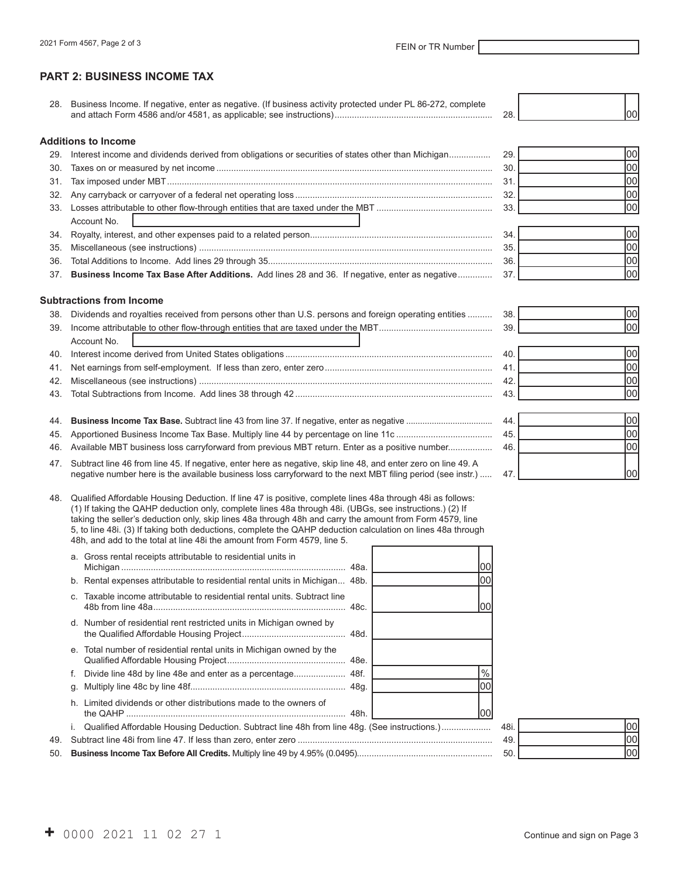FEIN or TR Number

## PART 2: BUSINESS INCOME TAX

| | | | |
|---|---|---|---|
| 28. | Business Income. If negative, enter as negative. (If business activity protected under PL 86-272, complete and attach Form 4586 and/or 4581, as applicable; see instructions) | 28. | 00 |

**Additions to Income**

| | | | |
|---|---|---|---|
| 29. | Interest income and dividends derived from obligations or securities of states other than Michigan | 29. | 00 |
| 30. | Taxes on or measured by net income | 30. | 00 |
| 31. | Tax imposed under MBT | 31. | 00 |
| 32. | Any carryback or carryover of a federal net operating loss | 32. | 00 |
| 33. | Losses attributable to other flow-through entities that are taxed under the MBT<br>Account No. | 33. | 00 |
| 34. | Royalty, interest, and other expenses paid to a related person | 34. | 00 |
| 35. | Miscellaneous (see instructions) | 35. | 00 |
| 36. | Total Additions to Income. Add lines 29 through 35 | 36. | 00 |
| 37. | **Business Income Tax Base After Additions.** Add lines 28 and 36. If negative, enter as negative | 37. | 00 |

**Subtractions from Income**

| | | | |
|---|---|---|---|
| 38. | Dividends and royalties received from persons other than U.S. persons and foreign operating entities | 38. | 00 |
| 39. | Income attributable to other flow-through entities that are taxed under the MBT<br>Account No. | 39. | 00 |
| 40. | Interest income derived from United States obligations | 40. | 00 |
| 41. | Net earnings from self-employment. If less than zero, enter zero | 41. | 00 |
| 42. | Miscellaneous (see instructions) | 42. | 00 |
| 43. | Total Subtractions from Income. Add lines 38 through 42 | 43. | 00 |

| | | | |
|---|---|---|---|
| 44. | **Business Income Tax Base.** Subtract line 43 from line 37. If negative, enter as negative | 44. | 00 |
| 45. | Apportioned Business Income Tax Base. Multiply line 44 by percentage on line 11c | 45. | 00 |
| 46. | Available MBT business loss carryforward from previous MBT return. Enter as a positive number | 46. | 00 |
| 47. | Subtract line 46 from line 45. If negative, enter here as negative, skip line 48, and enter zero on line 49. A negative number here is the available business loss carryforward to the next MBT filing period (see instr.) | 47. | 00 |

48. Qualified Affordable Housing Deduction. If line 47 is positive, complete lines 48a through 48i as follows: (1) If taking the QAHP deduction only, complete lines 48a through 48i. (UBGs, see instructions.) (2) If taking the seller's deduction only, skip lines 48a through 48h and carry the amount from Form 4579, line 5, to line 48i. (3) If taking both deductions, complete the QAHP deduction calculation on lines 48a through 48h, and add to the total at line 48i the amount from Form 4579, line 5.

| | | | | | |
|---|---|---|---|---|---|
| a. | Gross rental receipts attributable to residential units in Michigan | 48a. | 00 | | |
| b. | Rental expenses attributable to residential rental units in Michigan | 48b. | 00 | | |
| c. | Taxable income attributable to residential rental units. Subtract line 48b from line 48a | 48c. | 00 | | |
| d. | Number of residential rent restricted units in Michigan owned by the Qualified Affordable Housing Project | 48d. | | | |
| e. | Total number of residential rental units in Michigan owned by the Qualified Affordable Housing Project | 48e. | | | |
| f. | Divide line 48d by line 48e and enter as a percentage | 48f. | % | | |
| g. | Multiply line 48c by line 48f | 48g. | 00 | | |
| h. | Limited dividends or other distributions made to the owners of the QAHP | 48h. | 00 | | |
| i. | Qualified Affordable Housing Deduction. Subtract line 48h from line 48g. (See instructions.) | | | 48i. | 00 |

| | | | |
|---|---|---|---|
| 49. | Subtract line 48i from line 47. If less than zero, enter zero | 49. | 00 |
| 50. | **Business Income Tax Before All Credits.** Multiply line 49 by 4.95% (0.0495) | 50. | 00 |

+ 0000 2021 11 02 27 1

Continue and sign on Page 3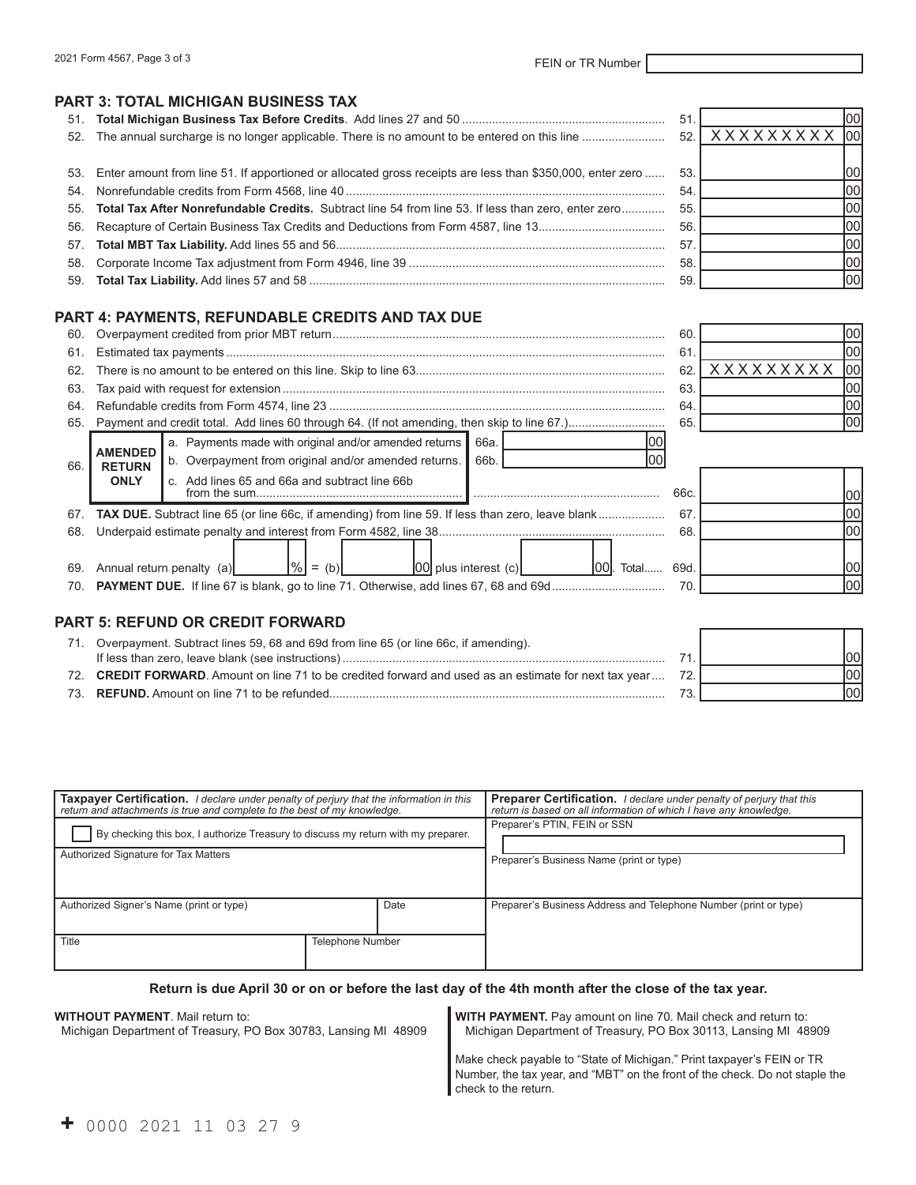2021 Form 4567, Page 3 of 3

FEIN or TR Number

## PART 3: TOTAL MICHIGAN BUSINESS TAX

| | | | |
|---|---|---|---|
| 51. | **Total Michigan Business Tax Before Credits**. Add lines 27 and 50 | 51. | 00 |
| 52. | The annual surcharge is no longer applicable. There is no amount to be entered on this line | 52. | XXXXXXXXX 00 |
| 53. | Enter amount from line 51. If apportioned or allocated gross receipts are less than $350,000, enter zero | 53. | 00 |
| 54. | Nonrefundable credits from Form 4568, line 40 | 54. | 00 |
| 55. | **Total Tax After Nonrefundable Credits.** Subtract line 54 from line 53. If less than zero, enter zero | 55. | 00 |
| 56. | Recapture of Certain Business Tax Credits and Deductions from Form 4587, line 13 | 56. | 00 |
| 57. | **Total MBT Tax Liability.** Add lines 55 and 56 | 57. | 00 |
| 58. | Corporate Income Tax adjustment from Form 4946, line 39 | 58. | 00 |
| 59. | **Total Tax Liability.** Add lines 57 and 58 | 59. | 00 |

## PART 4: PAYMENTS, REFUNDABLE CREDITS AND TAX DUE

| | | | |
|---|---|---|---|
| 60. | Overpayment credited from prior MBT return | 60. | 00 |
| 61. | Estimated tax payments | 61. | 00 |
| 62. | There is no amount to be entered on this line. Skip to line 63 | 62. | XXXXXXXXX 00 |
| 63. | Tax paid with request for extension | 63. | 00 |
| 64. | Refundable credits from Form 4574, line 23 | 64. | 00 |
| 65. | Payment and credit total. Add lines 60 through 64. (If not amending, then skip to line 67.) | 65. | 00 |
| 66. | **AMENDED RETURN ONLY** a. Payments made with original and/or amended returns — 66a. 00 | | |
| | b. Overpayment from original and/or amended returns. — 66b. 00 | | |
| | c. Add lines 65 and 66a and subtract line 66b from the sum | 66c. | 00 |
| 67. | **TAX DUE.** Subtract line 65 (or line 66c, if amending) from line 59. If less than zero, leave blank | 67. | 00 |
| 68. | Underpaid estimate penalty and interest from Form 4582, line 38 | 68. | 00 |
| 69. | Annual return penalty (a) ____ % = (b) ____ 00 plus interest (c) ____ 00. Total | 69d. | 00 |
| 70. | **PAYMENT DUE.** If line 67 is blank, go to line 71. Otherwise, add lines 67, 68 and 69d | 70. | 00 |

## PART 5: REFUND OR CREDIT FORWARD

| | | | |
|---|---|---|---|
| 71. | Overpayment. Subtract lines 59, 68 and 69d from line 65 (or line 66c, if amending). If less than zero, leave blank (see instructions) | 71. | 00 |
| 72. | **CREDIT FORWARD**. Amount on line 71 to be credited forward and used as an estimate for next tax year | 72. | 00 |
| 73. | **REFUND.** Amount on line 71 to be refunded | 73. | 00 |

| **Taxpayer Certification.** *I declare under penalty of perjury that the information in this return and attachments is true and complete to the best of my knowledge.* | | **Preparer Certification.** *I declare under penalty of perjury that this return is based on all information of which I have any knowledge.* |
|---|---|---|
| ☐ By checking this box, I authorize Treasury to discuss my return with my preparer. | | Preparer's PTIN, FEIN or SSN |
| Authorized Signature for Tax Matters | | Preparer's Business Name (print or type) |
| Authorized Signer's Name (print or type) | Date | Preparer's Business Address and Telephone Number (print or type) |
| Title | Telephone Number | |

**Return is due April 30 or on or before the last day of the 4th month after the close of the tax year.**

**WITHOUT PAYMENT**. Mail return to:
Michigan Department of Treasury, PO Box 30783, Lansing MI 48909

**WITH PAYMENT.** Pay amount on line 70. Mail check and return to:
Michigan Department of Treasury, PO Box 30113, Lansing MI 48909

Make check payable to "State of Michigan." Print taxpayer's FEIN or TR Number, the tax year, and "MBT" on the front of the check. Do not staple the check to the return.

+ 0000 2021 11 03 27 9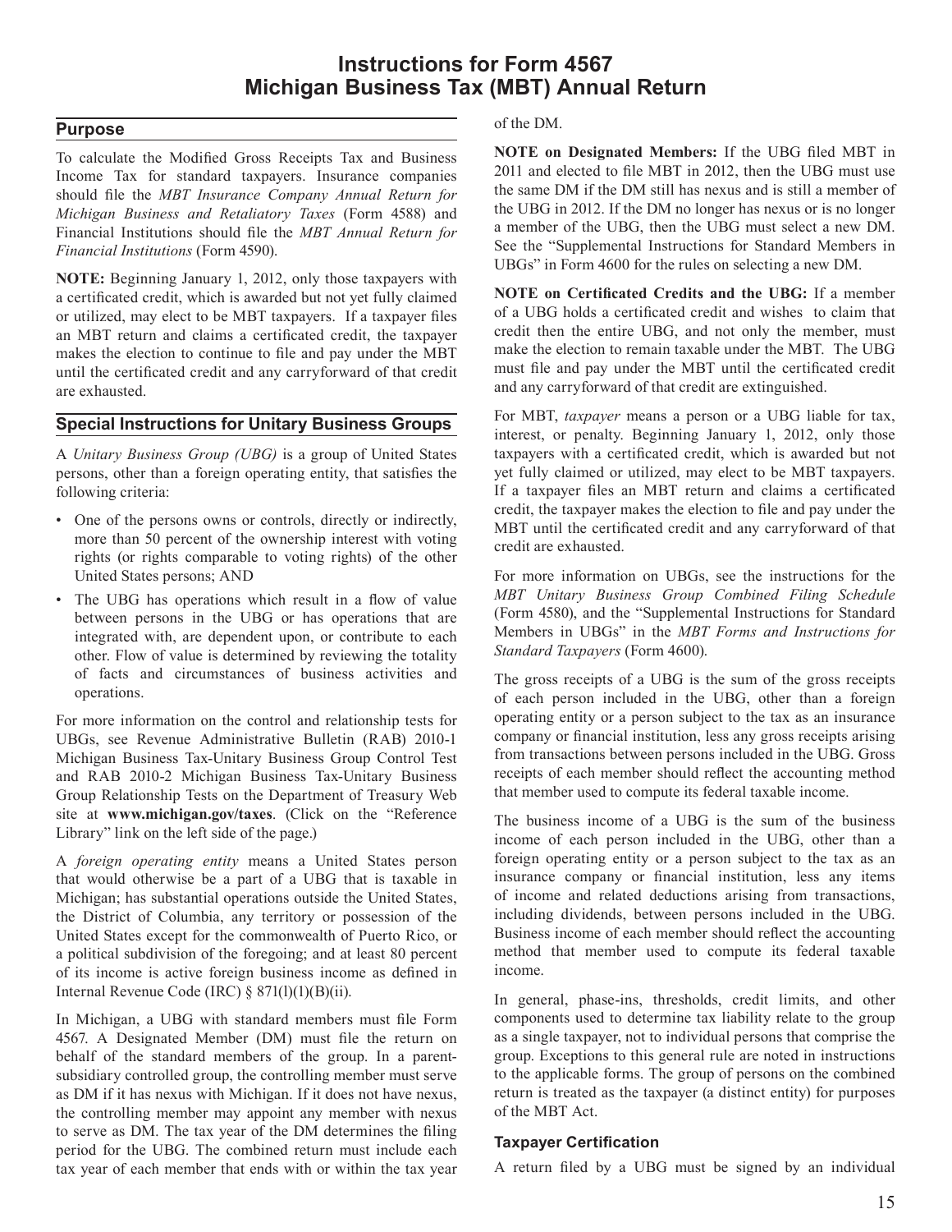# Instructions for Form 4567 Michigan Business Tax (MBT) Annual Return

## Purpose

To calculate the Modified Gross Receipts Tax and Business Income Tax for standard taxpayers. Insurance companies should file the *MBT Insurance Company Annual Return for Michigan Business and Retaliatory Taxes* (Form 4588) and Financial Institutions should file the *MBT Annual Return for Financial Institutions* (Form 4590).

**NOTE:** Beginning January 1, 2012, only those taxpayers with a certificated credit, which is awarded but not yet fully claimed or utilized, may elect to be MBT taxpayers. If a taxpayer files an MBT return and claims a certificated credit, the taxpayer makes the election to continue to file and pay under the MBT until the certificated credit and any carryforward of that credit are exhausted.

## Special Instructions for Unitary Business Groups

A *Unitary Business Group (UBG)* is a group of United States persons, other than a foreign operating entity, that satisfies the following criteria:

- One of the persons owns or controls, directly or indirectly, more than 50 percent of the ownership interest with voting rights (or rights comparable to voting rights) of the other United States persons; AND
- The UBG has operations which result in a flow of value between persons in the UBG or has operations that are integrated with, are dependent upon, or contribute to each other. Flow of value is determined by reviewing the totality of facts and circumstances of business activities and operations.

For more information on the control and relationship tests for UBGs, see Revenue Administrative Bulletin (RAB) 2010-1 Michigan Business Tax-Unitary Business Group Control Test and RAB 2010-2 Michigan Business Tax-Unitary Business Group Relationship Tests on the Department of Treasury Web site at **www.michigan.gov/taxes**. (Click on the "Reference Library" link on the left side of the page.)

A *foreign operating entity* means a United States person that would otherwise be a part of a UBG that is taxable in Michigan; has substantial operations outside the United States, the District of Columbia, any territory or possession of the United States except for the commonwealth of Puerto Rico, or a political subdivision of the foregoing; and at least 80 percent of its income is active foreign business income as defined in Internal Revenue Code (IRC) § 871(l)(1)(B)(ii).

In Michigan, a UBG with standard members must file Form 4567. A Designated Member (DM) must file the return on behalf of the standard members of the group. In a parent-subsidiary controlled group, the controlling member must serve as DM if it has nexus with Michigan. If it does not have nexus, the controlling member may appoint any member with nexus to serve as DM. The tax year of the DM determines the filing period for the UBG. The combined return must include each tax year of each member that ends with or within the tax year of the DM.

**NOTE on Designated Members:** If the UBG filed MBT in 2011 and elected to file MBT in 2012, then the UBG must use the same DM if the DM still has nexus and is still a member of the UBG in 2012. If the DM no longer has nexus or is no longer a member of the UBG, then the UBG must select a new DM. See the "Supplemental Instructions for Standard Members in UBGs" in Form 4600 for the rules on selecting a new DM.

**NOTE on Certificated Credits and the UBG:** If a member of a UBG holds a certificated credit and wishes to claim that credit then the entire UBG, and not only the member, must make the election to remain taxable under the MBT. The UBG must file and pay under the MBT until the certificated credit and any carryforward of that credit are extinguished.

For MBT, *taxpayer* means a person or a UBG liable for tax, interest, or penalty. Beginning January 1, 2012, only those taxpayers with a certificated credit, which is awarded but not yet fully claimed or utilized, may elect to be MBT taxpayers. If a taxpayer files an MBT return and claims a certificated credit, the taxpayer makes the election to file and pay under the MBT until the certificated credit and any carryforward of that credit are exhausted.

For more information on UBGs, see the instructions for the *MBT Unitary Business Group Combined Filing Schedule* (Form 4580), and the "Supplemental Instructions for Standard Members in UBGs" in the *MBT Forms and Instructions for Standard Taxpayers* (Form 4600).

The gross receipts of a UBG is the sum of the gross receipts of each person included in the UBG, other than a foreign operating entity or a person subject to the tax as an insurance company or financial institution, less any gross receipts arising from transactions between persons included in the UBG. Gross receipts of each member should reflect the accounting method that member used to compute its federal taxable income.

The business income of a UBG is the sum of the business income of each person included in the UBG, other than a foreign operating entity or a person subject to the tax as an insurance company or financial institution, less any items of income and related deductions arising from transactions, including dividends, between persons included in the UBG. Business income of each member should reflect the accounting method that member used to compute its federal taxable income.

In general, phase-ins, thresholds, credit limits, and other components used to determine tax liability relate to the group as a single taxpayer, not to individual persons that comprise the group. Exceptions to this general rule are noted in instructions to the applicable forms. The group of persons on the combined return is treated as the taxpayer (a distinct entity) for purposes of the MBT Act.

### Taxpayer Certification

A return filed by a UBG must be signed by an individual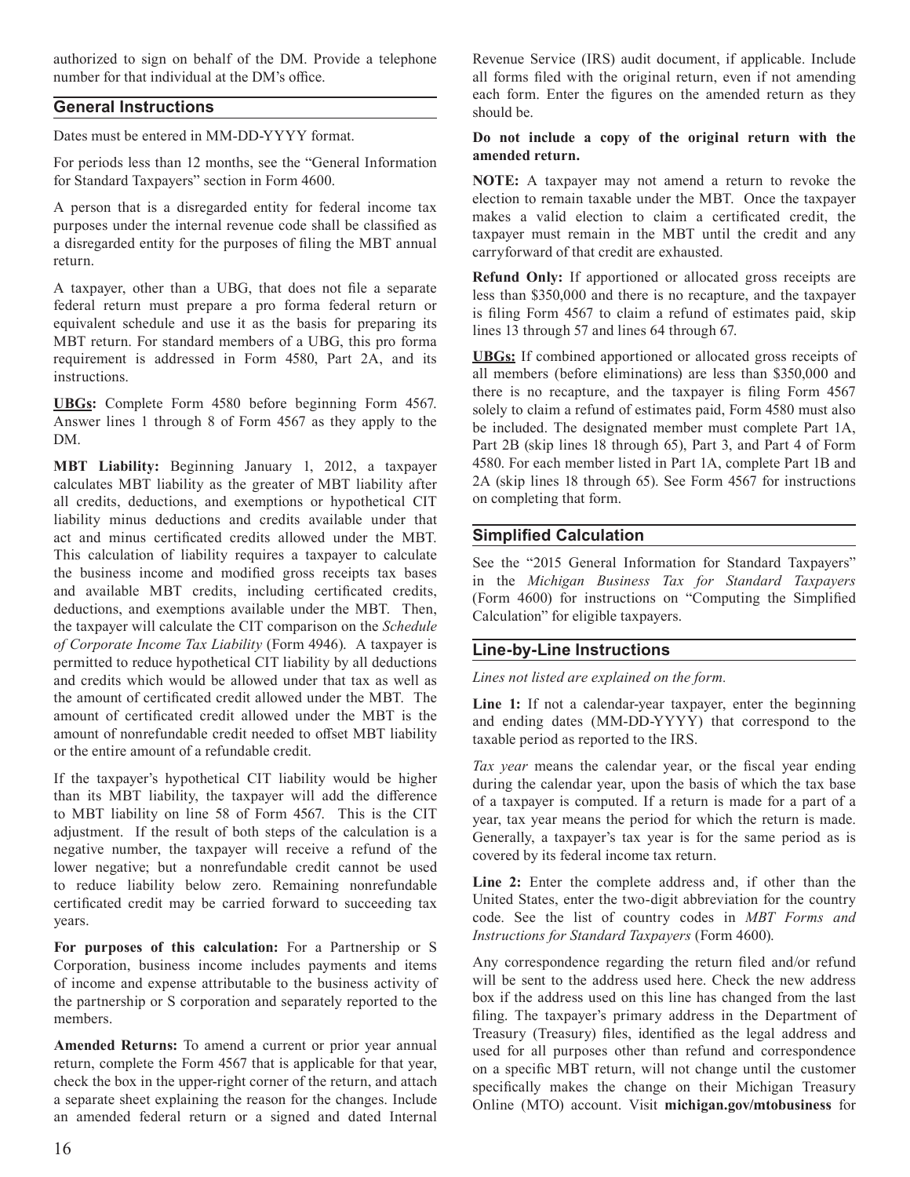authorized to sign on behalf of the DM. Provide a telephone number for that individual at the DM's office.

## General Instructions

Dates must be entered in MM-DD-YYYY format.

For periods less than 12 months, see the "General Information for Standard Taxpayers" section in Form 4600.

A person that is a disregarded entity for federal income tax purposes under the internal revenue code shall be classified as a disregarded entity for the purposes of filing the MBT annual return.

A taxpayer, other than a UBG, that does not file a separate federal return must prepare a pro forma federal return or equivalent schedule and use it as the basis for preparing its MBT return. For standard members of a UBG, this pro forma requirement is addressed in Form 4580, Part 2A, and its instructions.

**UBGs:** Complete Form 4580 before beginning Form 4567. Answer lines 1 through 8 of Form 4567 as they apply to the DM.

**MBT Liability:** Beginning January 1, 2012, a taxpayer calculates MBT liability as the greater of MBT liability after all credits, deductions, and exemptions or hypothetical CIT liability minus deductions and credits available under that act and minus certificated credits allowed under the MBT. This calculation of liability requires a taxpayer to calculate the business income and modified gross receipts tax bases and available MBT credits, including certificated credits, deductions, and exemptions available under the MBT. Then, the taxpayer will calculate the CIT comparison on the *Schedule of Corporate Income Tax Liability* (Form 4946). A taxpayer is permitted to reduce hypothetical CIT liability by all deductions and credits which would be allowed under that tax as well as the amount of certificated credit allowed under the MBT. The amount of certificated credit allowed under the MBT is the amount of nonrefundable credit needed to offset MBT liability or the entire amount of a refundable credit.

If the taxpayer's hypothetical CIT liability would be higher than its MBT liability, the taxpayer will add the difference to MBT liability on line 58 of Form 4567. This is the CIT adjustment. If the result of both steps of the calculation is a negative number, the taxpayer will receive a refund of the lower negative; but a nonrefundable credit cannot be used to reduce liability below zero. Remaining nonrefundable certificated credit may be carried forward to succeeding tax years.

**For purposes of this calculation:** For a Partnership or S Corporation, business income includes payments and items of income and expense attributable to the business activity of the partnership or S corporation and separately reported to the members.

**Amended Returns:** To amend a current or prior year annual return, complete the Form 4567 that is applicable for that year, check the box in the upper-right corner of the return, and attach a separate sheet explaining the reason for the changes. Include an amended federal return or a signed and dated Internal Revenue Service (IRS) audit document, if applicable. Include all forms filed with the original return, even if not amending each form. Enter the figures on the amended return as they should be.

**Do not include a copy of the original return with the amended return.**

**NOTE:** A taxpayer may not amend a return to revoke the election to remain taxable under the MBT. Once the taxpayer makes a valid election to claim a certificated credit, the taxpayer must remain in the MBT until the credit and any carryforward of that credit are exhausted.

**Refund Only:** If apportioned or allocated gross receipts are less than $350,000 and there is no recapture, and the taxpayer is filing Form 4567 to claim a refund of estimates paid, skip lines 13 through 57 and lines 64 through 67.

**UBGs:** If combined apportioned or allocated gross receipts of all members (before eliminations) are less than $350,000 and there is no recapture, and the taxpayer is filing Form 4567 solely to claim a refund of estimates paid, Form 4580 must also be included. The designated member must complete Part 1A, Part 2B (skip lines 18 through 65), Part 3, and Part 4 of Form 4580. For each member listed in Part 1A, complete Part 1B and 2A (skip lines 18 through 65). See Form 4567 for instructions on completing that form.

## Simplified Calculation

See the "2015 General Information for Standard Taxpayers" in the *Michigan Business Tax for Standard Taxpayers* (Form 4600) for instructions on "Computing the Simplified Calculation" for eligible taxpayers.

## Line-by-Line Instructions

*Lines not listed are explained on the form.*

**Line 1:** If not a calendar-year taxpayer, enter the beginning and ending dates (MM-DD-YYYY) that correspond to the taxable period as reported to the IRS.

*Tax year* means the calendar year, or the fiscal year ending during the calendar year, upon the basis of which the tax base of a taxpayer is computed. If a return is made for a part of a year, tax year means the period for which the return is made. Generally, a taxpayer's tax year is for the same period as is covered by its federal income tax return.

**Line 2:** Enter the complete address and, if other than the United States, enter the two-digit abbreviation for the country code. See the list of country codes in *MBT Forms and Instructions for Standard Taxpayers* (Form 4600).

Any correspondence regarding the return filed and/or refund will be sent to the address used here. Check the new address box if the address used on this line has changed from the last filing. The taxpayer's primary address in the Department of Treasury (Treasury) files, identified as the legal address and used for all purposes other than refund and correspondence on a specific MBT return, will not change until the customer specifically makes the change on their Michigan Treasury Online (MTO) account. Visit **michigan.gov/mtobusiness** for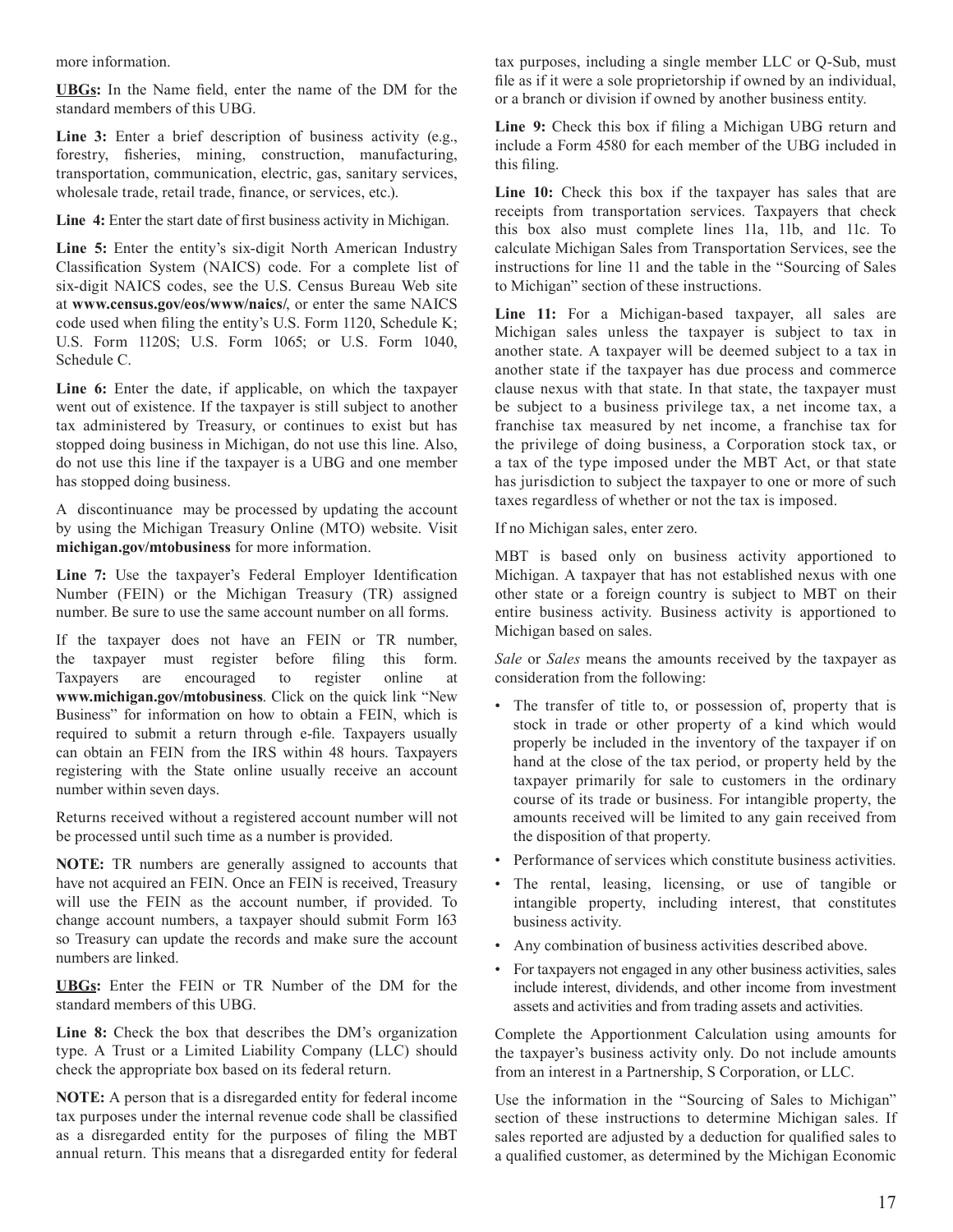more information.

**UBGs:** In the Name field, enter the name of the DM for the standard members of this UBG.

**Line 3:** Enter a brief description of business activity (e.g., forestry, fisheries, mining, construction, manufacturing, transportation, communication, electric, gas, sanitary services, wholesale trade, retail trade, finance, or services, etc.).

**Line 4:** Enter the start date of first business activity in Michigan.

**Line 5:** Enter the entity's six-digit North American Industry Classification System (NAICS) code. For a complete list of six-digit NAICS codes, see the U.S. Census Bureau Web site at **www.census.gov/eos/www/naics/**, or enter the same NAICS code used when filing the entity's U.S. Form 1120, Schedule K; U.S. Form 1120S; U.S. Form 1065; or U.S. Form 1040, Schedule C.

**Line 6:** Enter the date, if applicable, on which the taxpayer went out of existence. If the taxpayer is still subject to another tax administered by Treasury, or continues to exist but has stopped doing business in Michigan, do not use this line. Also, do not use this line if the taxpayer is a UBG and one member has stopped doing business.

A discontinuance may be processed by updating the account by using the Michigan Treasury Online (MTO) website. Visit **michigan.gov/mtobusiness** for more information.

**Line 7:** Use the taxpayer's Federal Employer Identification Number (FEIN) or the Michigan Treasury (TR) assigned number. Be sure to use the same account number on all forms.

If the taxpayer does not have an FEIN or TR number, the taxpayer must register before filing this form. Taxpayers are encouraged to register online at **www.michigan.gov/mtobusiness**. Click on the quick link "New Business" for information on how to obtain a FEIN, which is required to submit a return through e-file. Taxpayers usually can obtain an FEIN from the IRS within 48 hours. Taxpayers registering with the State online usually receive an account number within seven days.

Returns received without a registered account number will not be processed until such time as a number is provided.

**NOTE:** TR numbers are generally assigned to accounts that have not acquired an FEIN. Once an FEIN is received, Treasury will use the FEIN as the account number, if provided. To change account numbers, a taxpayer should submit Form 163 so Treasury can update the records and make sure the account numbers are linked.

**UBGs:** Enter the FEIN or TR Number of the DM for the standard members of this UBG.

**Line 8:** Check the box that describes the DM's organization type. A Trust or a Limited Liability Company (LLC) should check the appropriate box based on its federal return.

**NOTE:** A person that is a disregarded entity for federal income tax purposes under the internal revenue code shall be classified as a disregarded entity for the purposes of filing the MBT annual return. This means that a disregarded entity for federal tax purposes, including a single member LLC or Q-Sub, must file as if it were a sole proprietorship if owned by an individual, or a branch or division if owned by another business entity.

**Line 9:** Check this box if filing a Michigan UBG return and include a Form 4580 for each member of the UBG included in this filing.

**Line 10:** Check this box if the taxpayer has sales that are receipts from transportation services. Taxpayers that check this box also must complete lines 11a, 11b, and 11c. To calculate Michigan Sales from Transportation Services, see the instructions for line 11 and the table in the "Sourcing of Sales to Michigan" section of these instructions.

**Line 11:** For a Michigan-based taxpayer, all sales are Michigan sales unless the taxpayer is subject to tax in another state. A taxpayer will be deemed subject to a tax in another state if the taxpayer has due process and commerce clause nexus with that state. In that state, the taxpayer must be subject to a business privilege tax, a net income tax, a franchise tax measured by net income, a franchise tax for the privilege of doing business, a Corporation stock tax, or a tax of the type imposed under the MBT Act, or that state has jurisdiction to subject the taxpayer to one or more of such taxes regardless of whether or not the tax is imposed.

If no Michigan sales, enter zero.

MBT is based only on business activity apportioned to Michigan. A taxpayer that has not established nexus with one other state or a foreign country is subject to MBT on their entire business activity. Business activity is apportioned to Michigan based on sales.

*Sale* or *Sales* means the amounts received by the taxpayer as consideration from the following:

- The transfer of title to, or possession of, property that is stock in trade or other property of a kind which would properly be included in the inventory of the taxpayer if on hand at the close of the tax period, or property held by the taxpayer primarily for sale to customers in the ordinary course of its trade or business. For intangible property, the amounts received will be limited to any gain received from the disposition of that property.
- Performance of services which constitute business activities.
- The rental, leasing, licensing, or use of tangible or intangible property, including interest, that constitutes business activity.
- Any combination of business activities described above.
- For taxpayers not engaged in any other business activities, sales include interest, dividends, and other income from investment assets and activities and from trading assets and activities.

Complete the Apportionment Calculation using amounts for the taxpayer's business activity only. Do not include amounts from an interest in a Partnership, S Corporation, or LLC.

Use the information in the "Sourcing of Sales to Michigan" section of these instructions to determine Michigan sales. If sales reported are adjusted by a deduction for qualified sales to a qualified customer, as determined by the Michigan Economic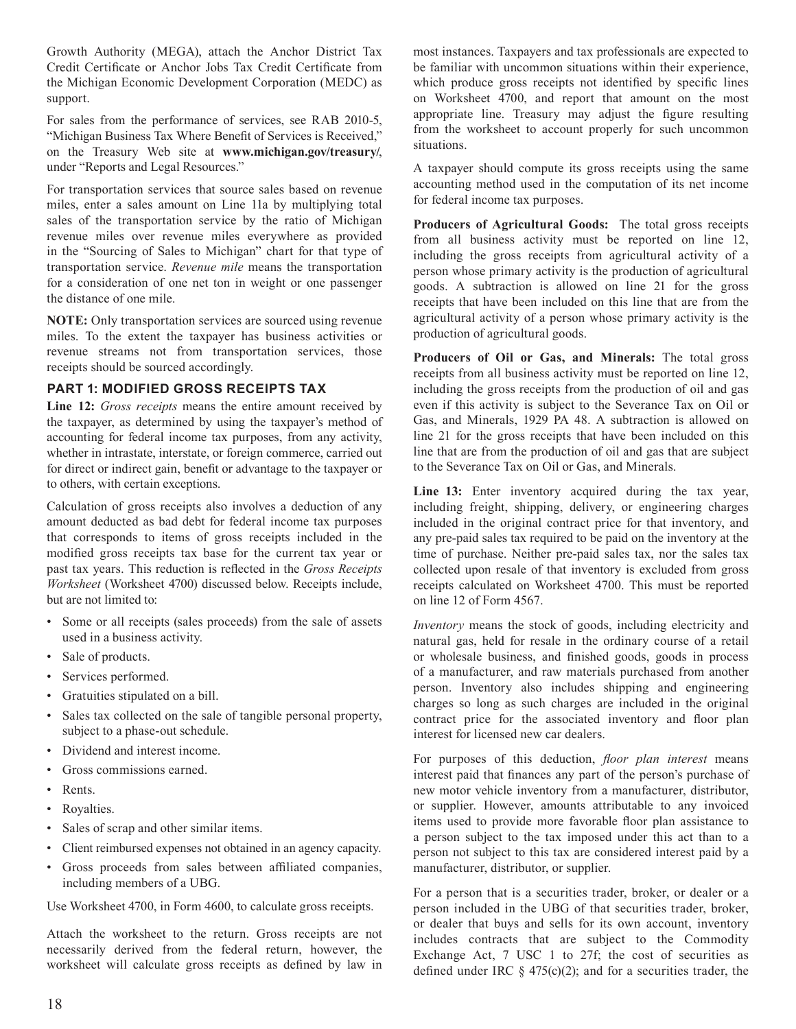Growth Authority (MEGA), attach the Anchor District Tax Credit Certificate or Anchor Jobs Tax Credit Certificate from the Michigan Economic Development Corporation (MEDC) as support.

For sales from the performance of services, see RAB 2010-5, "Michigan Business Tax Where Benefit of Services is Received," on the Treasury Web site at **www.michigan.gov/treasury/**, under "Reports and Legal Resources."

For transportation services that source sales based on revenue miles, enter a sales amount on Line 11a by multiplying total sales of the transportation service by the ratio of Michigan revenue miles over revenue miles everywhere as provided in the "Sourcing of Sales to Michigan" chart for that type of transportation service. *Revenue mile* means the transportation for a consideration of one net ton in weight or one passenger the distance of one mile.

**NOTE:** Only transportation services are sourced using revenue miles. To the extent the taxpayer has business activities or revenue streams not from transportation services, those receipts should be sourced accordingly.

## PART 1: MODIFIED GROSS RECEIPTS TAX

**Line 12:** *Gross receipts* means the entire amount received by the taxpayer, as determined by using the taxpayer's method of accounting for federal income tax purposes, from any activity, whether in intrastate, interstate, or foreign commerce, carried out for direct or indirect gain, benefit or advantage to the taxpayer or to others, with certain exceptions.

Calculation of gross receipts also involves a deduction of any amount deducted as bad debt for federal income tax purposes that corresponds to items of gross receipts included in the modified gross receipts tax base for the current tax year or past tax years. This reduction is reflected in the *Gross Receipts Worksheet* (Worksheet 4700) discussed below. Receipts include, but are not limited to:

- Some or all receipts (sales proceeds) from the sale of assets used in a business activity.
- Sale of products.
- Services performed.
- Gratuities stipulated on a bill.
- Sales tax collected on the sale of tangible personal property, subject to a phase-out schedule.
- Dividend and interest income.
- Gross commissions earned.
- Rents.
- Royalties.
- Sales of scrap and other similar items.
- Client reimbursed expenses not obtained in an agency capacity.
- Gross proceeds from sales between affiliated companies, including members of a UBG.

Use Worksheet 4700, in Form 4600, to calculate gross receipts.

Attach the worksheet to the return. Gross receipts are not necessarily derived from the federal return, however, the worksheet will calculate gross receipts as defined by law in most instances. Taxpayers and tax professionals are expected to be familiar with uncommon situations within their experience, which produce gross receipts not identified by specific lines on Worksheet 4700, and report that amount on the most appropriate line. Treasury may adjust the figure resulting from the worksheet to account properly for such uncommon situations.

A taxpayer should compute its gross receipts using the same accounting method used in the computation of its net income for federal income tax purposes.

**Producers of Agricultural Goods:** The total gross receipts from all business activity must be reported on line 12, including the gross receipts from agricultural activity of a person whose primary activity is the production of agricultural goods. A subtraction is allowed on line 21 for the gross receipts that have been included on this line that are from the agricultural activity of a person whose primary activity is the production of agricultural goods.

**Producers of Oil or Gas, and Minerals:** The total gross receipts from all business activity must be reported on line 12, including the gross receipts from the production of oil and gas even if this activity is subject to the Severance Tax on Oil or Gas, and Minerals, 1929 PA 48. A subtraction is allowed on line 21 for the gross receipts that have been included on this line that are from the production of oil and gas that are subject to the Severance Tax on Oil or Gas, and Minerals.

**Line 13:** Enter inventory acquired during the tax year, including freight, shipping, delivery, or engineering charges included in the original contract price for that inventory, and any pre-paid sales tax required to be paid on the inventory at the time of purchase. Neither pre-paid sales tax, nor the sales tax collected upon resale of that inventory is excluded from gross receipts calculated on Worksheet 4700. This must be reported on line 12 of Form 4567.

*Inventory* means the stock of goods, including electricity and natural gas, held for resale in the ordinary course of a retail or wholesale business, and finished goods, goods in process of a manufacturer, and raw materials purchased from another person. Inventory also includes shipping and engineering charges so long as such charges are included in the original contract price for the associated inventory and floor plan interest for licensed new car dealers.

For purposes of this deduction, *floor plan interest* means interest paid that finances any part of the person's purchase of new motor vehicle inventory from a manufacturer, distributor, or supplier. However, amounts attributable to any invoiced items used to provide more favorable floor plan assistance to a person subject to the tax imposed under this act than to a person not subject to this tax are considered interest paid by a manufacturer, distributor, or supplier.

For a person that is a securities trader, broker, or dealer or a person included in the UBG of that securities trader, broker, or dealer that buys and sells for its own account, inventory includes contracts that are subject to the Commodity Exchange Act, 7 USC 1 to 27f; the cost of securities as defined under IRC § 475(c)(2); and for a securities trader, the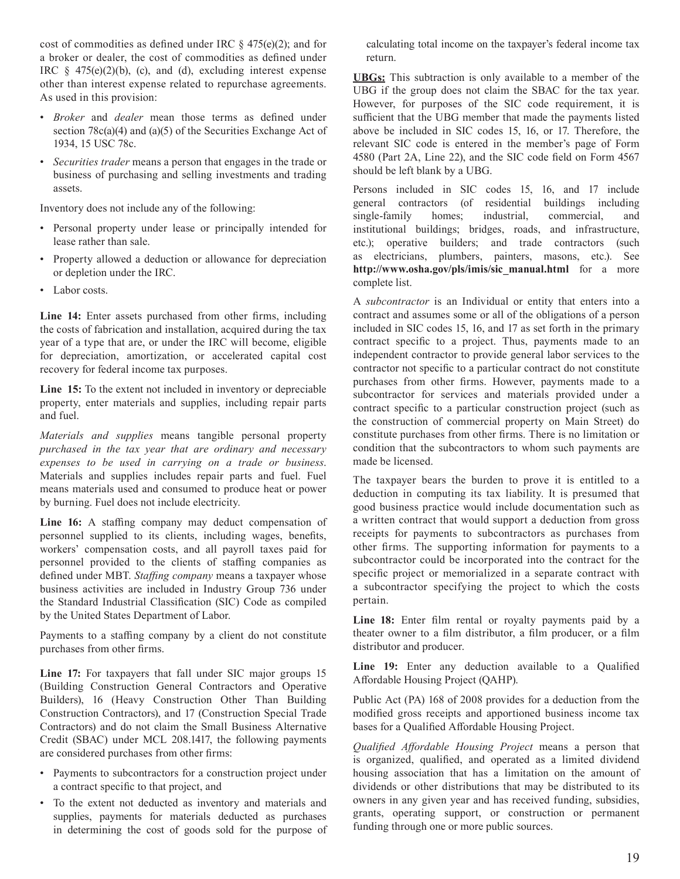cost of commodities as defined under IRC § 475(e)(2); and for a broker or dealer, the cost of commodities as defined under IRC § 475(e)(2)(b), (c), and (d), excluding interest expense other than interest expense related to repurchase agreements. As used in this provision:

- *Broker* and *dealer* mean those terms as defined under section 78c(a)(4) and (a)(5) of the Securities Exchange Act of 1934, 15 USC 78c.
- *Securities trader* means a person that engages in the trade or business of purchasing and selling investments and trading assets.

Inventory does not include any of the following:

- Personal property under lease or principally intended for lease rather than sale.
- Property allowed a deduction or allowance for depreciation or depletion under the IRC.
- Labor costs.

**Line 14:** Enter assets purchased from other firms, including the costs of fabrication and installation, acquired during the tax year of a type that are, or under the IRC will become, eligible for depreciation, amortization, or accelerated capital cost recovery for federal income tax purposes.

**Line 15:** To the extent not included in inventory or depreciable property, enter materials and supplies, including repair parts and fuel.

*Materials and supplies* means tangible personal property *purchased in the tax year that are ordinary and necessary expenses to be used in carrying on a trade or business.* Materials and supplies includes repair parts and fuel. Fuel means materials used and consumed to produce heat or power by burning. Fuel does not include electricity.

**Line 16:** A staffing company may deduct compensation of personnel supplied to its clients, including wages, benefits, workers' compensation costs, and all payroll taxes paid for personnel provided to the clients of staffing companies as defined under MBT. *Staffing company* means a taxpayer whose business activities are included in Industry Group 736 under the Standard Industrial Classification (SIC) Code as compiled by the United States Department of Labor.

Payments to a staffing company by a client do not constitute purchases from other firms.

**Line 17:** For taxpayers that fall under SIC major groups 15 (Building Construction General Contractors and Operative Builders), 16 (Heavy Construction Other Than Building Construction Contractors), and 17 (Construction Special Trade Contractors) and do not claim the Small Business Alternative Credit (SBAC) under MCL 208.1417, the following payments are considered purchases from other firms:

- Payments to subcontractors for a construction project under a contract specific to that project, and
- To the extent not deducted as inventory and materials and supplies, payments for materials deducted as purchases in determining the cost of goods sold for the purpose of calculating total income on the taxpayer's federal income tax return.

**UBGs:** This subtraction is only available to a member of the UBG if the group does not claim the SBAC for the tax year. However, for purposes of the SIC code requirement, it is sufficient that the UBG member that made the payments listed above be included in SIC codes 15, 16, or 17. Therefore, the relevant SIC code is entered in the member's page of Form 4580 (Part 2A, Line 22), and the SIC code field on Form 4567 should be left blank by a UBG.

Persons included in SIC codes 15, 16, and 17 include general contractors (of residential buildings including single-family homes; industrial, commercial, and institutional buildings; bridges, roads, and infrastructure, etc.); operative builders; and trade contractors (such as electricians, plumbers, painters, masons, etc.). See **http://www.osha.gov/pls/imis/sic_manual.html** for a more complete list.

A *subcontractor* is an Individual or entity that enters into a contract and assumes some or all of the obligations of a person included in SIC codes 15, 16, and 17 as set forth in the primary contract specific to a project. Thus, payments made to an independent contractor to provide general labor services to the contractor not specific to a particular contract do not constitute purchases from other firms. However, payments made to a subcontractor for services and materials provided under a contract specific to a particular construction project (such as the construction of commercial property on Main Street) do constitute purchases from other firms. There is no limitation or condition that the subcontractors to whom such payments are made be licensed.

The taxpayer bears the burden to prove it is entitled to a deduction in computing its tax liability. It is presumed that good business practice would include documentation such as a written contract that would support a deduction from gross receipts for payments to subcontractors as purchases from other firms. The supporting information for payments to a subcontractor could be incorporated into the contract for the specific project or memorialized in a separate contract with a subcontractor specifying the project to which the costs pertain.

**Line 18:** Enter film rental or royalty payments paid by a theater owner to a film distributor, a film producer, or a film distributor and producer.

**Line 19:** Enter any deduction available to a Qualified Affordable Housing Project (QAHP).

Public Act (PA) 168 of 2008 provides for a deduction from the modified gross receipts and apportioned business income tax bases for a Qualified Affordable Housing Project.

*Qualified Affordable Housing Project* means a person that is organized, qualified, and operated as a limited dividend housing association that has a limitation on the amount of dividends or other distributions that may be distributed to its owners in any given year and has received funding, subsidies, grants, operating support, or construction or permanent funding through one or more public sources.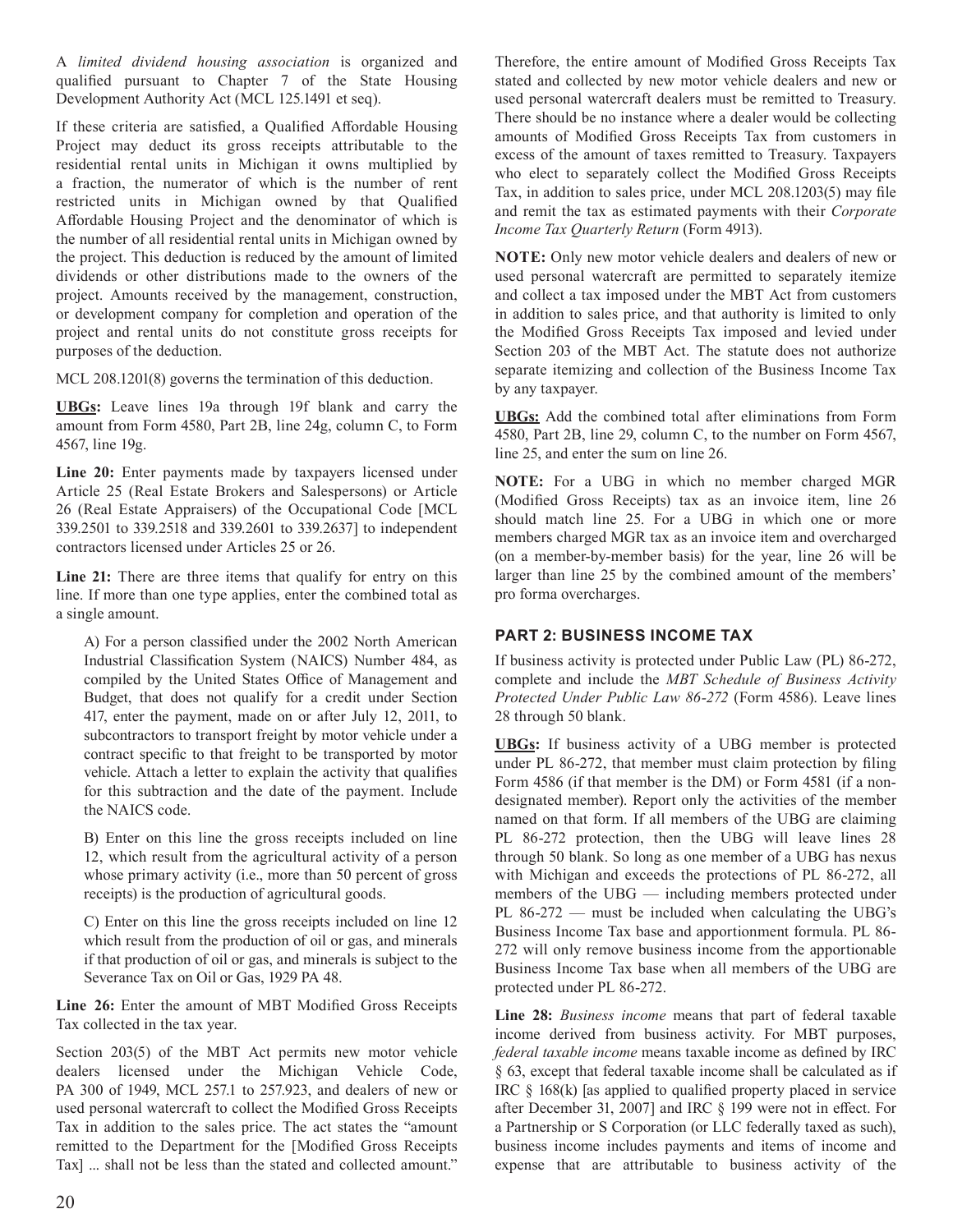A *limited dividend housing association* is organized and qualified pursuant to Chapter 7 of the State Housing Development Authority Act (MCL 125.1491 et seq).

If these criteria are satisfied, a Qualified Affordable Housing Project may deduct its gross receipts attributable to the residential rental units in Michigan it owns multiplied by a fraction, the numerator of which is the number of rent restricted units in Michigan owned by that Qualified Affordable Housing Project and the denominator of which is the number of all residential rental units in Michigan owned by the project. This deduction is reduced by the amount of limited dividends or other distributions made to the owners of the project. Amounts received by the management, construction, or development company for completion and operation of the project and rental units do not constitute gross receipts for purposes of the deduction.

MCL 208.1201(8) governs the termination of this deduction.

**UBGs:** Leave lines 19a through 19f blank and carry the amount from Form 4580, Part 2B, line 24g, column C, to Form 4567, line 19g.

**Line 20:** Enter payments made by taxpayers licensed under Article 25 (Real Estate Brokers and Salespersons) or Article 26 (Real Estate Appraisers) of the Occupational Code [MCL 339.2501 to 339.2518 and 339.2601 to 339.2637] to independent contractors licensed under Articles 25 or 26.

**Line 21:** There are three items that qualify for entry on this line. If more than one type applies, enter the combined total as a single amount.

A) For a person classified under the 2002 North American Industrial Classification System (NAICS) Number 484, as compiled by the United States Office of Management and Budget, that does not qualify for a credit under Section 417, enter the payment, made on or after July 12, 2011, to subcontractors to transport freight by motor vehicle under a contract specific to that freight to be transported by motor vehicle. Attach a letter to explain the activity that qualifies for this subtraction and the date of the payment. Include the NAICS code.

B) Enter on this line the gross receipts included on line 12, which result from the agricultural activity of a person whose primary activity (i.e., more than 50 percent of gross receipts) is the production of agricultural goods.

C) Enter on this line the gross receipts included on line 12 which result from the production of oil or gas, and minerals if that production of oil or gas, and minerals is subject to the Severance Tax on Oil or Gas, 1929 PA 48.

**Line 26:** Enter the amount of MBT Modified Gross Receipts Tax collected in the tax year.

Section 203(5) of the MBT Act permits new motor vehicle dealers licensed under the Michigan Vehicle Code, PA 300 of 1949, MCL 257.1 to 257.923, and dealers of new or used personal watercraft to collect the Modified Gross Receipts Tax in addition to the sales price. The act states the "amount remitted to the Department for the [Modified Gross Receipts Tax] ... shall not be less than the stated and collected amount." Therefore, the entire amount of Modified Gross Receipts Tax stated and collected by new motor vehicle dealers and new or used personal watercraft dealers must be remitted to Treasury. There should be no instance where a dealer would be collecting amounts of Modified Gross Receipts Tax from customers in excess of the amount of taxes remitted to Treasury. Taxpayers who elect to separately collect the Modified Gross Receipts Tax, in addition to sales price, under MCL 208.1203(5) may file and remit the tax as estimated payments with their *Corporate Income Tax Quarterly Return* (Form 4913).

**NOTE:** Only new motor vehicle dealers and dealers of new or used personal watercraft are permitted to separately itemize and collect a tax imposed under the MBT Act from customers in addition to sales price, and that authority is limited to only the Modified Gross Receipts Tax imposed and levied under Section 203 of the MBT Act. The statute does not authorize separate itemizing and collection of the Business Income Tax by any taxpayer.

**UBGs:** Add the combined total after eliminations from Form 4580, Part 2B, line 29, column C, to the number on Form 4567, line 25, and enter the sum on line 26.

**NOTE:** For a UBG in which no member charged MGR (Modified Gross Receipts) tax as an invoice item, line 26 should match line 25. For a UBG in which one or more members charged MGR tax as an invoice item and overcharged (on a member-by-member basis) for the year, line 26 will be larger than line 25 by the combined amount of the members' pro forma overcharges.

## PART 2: BUSINESS INCOME TAX

If business activity is protected under Public Law (PL) 86-272, complete and include the *MBT Schedule of Business Activity Protected Under Public Law 86-272* (Form 4586). Leave lines 28 through 50 blank.

**UBGs:** If business activity of a UBG member is protected under PL 86-272, that member must claim protection by filing Form 4586 (if that member is the DM) or Form 4581 (if a non-designated member). Report only the activities of the member named on that form. If all members of the UBG are claiming PL 86-272 protection, then the UBG will leave lines 28 through 50 blank. So long as one member of a UBG has nexus with Michigan and exceeds the protections of PL 86-272, all members of the UBG — including members protected under PL 86-272 — must be included when calculating the UBG's Business Income Tax base and apportionment formula. PL 86-272 will only remove business income from the apportionable Business Income Tax base when all members of the UBG are protected under PL 86-272.

**Line 28:** *Business income* means that part of federal taxable income derived from business activity. For MBT purposes, *federal taxable income* means taxable income as defined by IRC § 63, except that federal taxable income shall be calculated as if IRC § 168(k) [as applied to qualified property placed in service after December 31, 2007] and IRC § 199 were not in effect. For a Partnership or S Corporation (or LLC federally taxed as such), business income includes payments and items of income and expense that are attributable to business activity of the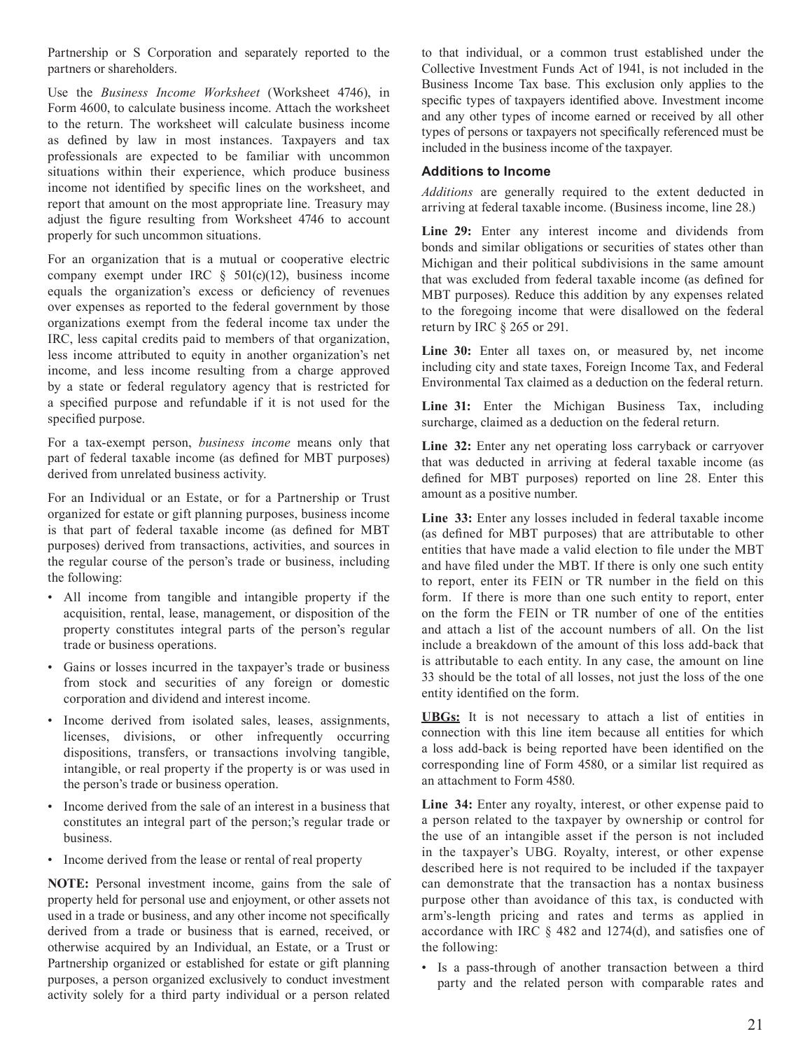Partnership or S Corporation and separately reported to the partners or shareholders.

Use the *Business Income Worksheet* (Worksheet 4746), in Form 4600, to calculate business income. Attach the worksheet to the return. The worksheet will calculate business income as defined by law in most instances. Taxpayers and tax professionals are expected to be familiar with uncommon situations within their experience, which produce business income not identified by specific lines on the worksheet, and report that amount on the most appropriate line. Treasury may adjust the figure resulting from Worksheet 4746 to account properly for such uncommon situations.

For an organization that is a mutual or cooperative electric company exempt under IRC § 501(c)(12), business income equals the organization's excess or deficiency of revenues over expenses as reported to the federal government by those organizations exempt from the federal income tax under the IRC, less capital credits paid to members of that organization, less income attributed to equity in another organization's net income, and less income resulting from a charge approved by a state or federal regulatory agency that is restricted for a specified purpose and refundable if it is not used for the specified purpose.

For a tax-exempt person, *business income* means only that part of federal taxable income (as defined for MBT purposes) derived from unrelated business activity.

For an Individual or an Estate, or for a Partnership or Trust organized for estate or gift planning purposes, business income is that part of federal taxable income (as defined for MBT purposes) derived from transactions, activities, and sources in the regular course of the person's trade or business, including the following:

- All income from tangible and intangible property if the acquisition, rental, lease, management, or disposition of the property constitutes integral parts of the person's regular trade or business operations.
- Gains or losses incurred in the taxpayer's trade or business from stock and securities of any foreign or domestic corporation and dividend and interest income.
- Income derived from isolated sales, leases, assignments, licenses, divisions, or other infrequently occurring dispositions, transfers, or transactions involving tangible, intangible, or real property if the property is or was used in the person's trade or business operation.
- Income derived from the sale of an interest in a business that constitutes an integral part of the person;'s regular trade or business.
- Income derived from the lease or rental of real property

**NOTE:** Personal investment income, gains from the sale of property held for personal use and enjoyment, or other assets not used in a trade or business, and any other income not specifically derived from a trade or business that is earned, received, or otherwise acquired by an Individual, an Estate, or a Trust or Partnership organized or established for estate or gift planning purposes, a person organized exclusively to conduct investment activity solely for a third party individual or a person related to that individual, or a common trust established under the Collective Investment Funds Act of 1941, is not included in the Business Income Tax base. This exclusion only applies to the specific types of taxpayers identified above. Investment income and any other types of income earned or received by all other types of persons or taxpayers not specifically referenced must be included in the business income of the taxpayer.

### Additions to Income

*Additions* are generally required to the extent deducted in arriving at federal taxable income. (Business income, line 28.)

**Line 29:** Enter any interest income and dividends from bonds and similar obligations or securities of states other than Michigan and their political subdivisions in the same amount that was excluded from federal taxable income (as defined for MBT purposes). Reduce this addition by any expenses related to the foregoing income that were disallowed on the federal return by IRC § 265 or 291.

**Line 30:** Enter all taxes on, or measured by, net income including city and state taxes, Foreign Income Tax, and Federal Environmental Tax claimed as a deduction on the federal return.

**Line 31:** Enter the Michigan Business Tax, including surcharge, claimed as a deduction on the federal return.

**Line 32:** Enter any net operating loss carryback or carryover that was deducted in arriving at federal taxable income (as defined for MBT purposes) reported on line 28. Enter this amount as a positive number.

**Line 33:** Enter any losses included in federal taxable income (as defined for MBT purposes) that are attributable to other entities that have made a valid election to file under the MBT and have filed under the MBT. If there is only one such entity to report, enter its FEIN or TR number in the field on this form. If there is more than one such entity to report, enter on the form the FEIN or TR number of one of the entities and attach a list of the account numbers of all. On the list include a breakdown of the amount of this loss add-back that is attributable to each entity. In any case, the amount on line 33 should be the total of all losses, not just the loss of the one entity identified on the form.

**UBGs:** It is not necessary to attach a list of entities in connection with this line item because all entities for which a loss add-back is being reported have been identified on the corresponding line of Form 4580, or a similar list required as an attachment to Form 4580.

**Line 34:** Enter any royalty, interest, or other expense paid to a person related to the taxpayer by ownership or control for the use of an intangible asset if the person is not included in the taxpayer's UBG. Royalty, interest, or other expense described here is not required to be included if the taxpayer can demonstrate that the transaction has a nontax business purpose other than avoidance of this tax, is conducted with arm's-length pricing and rates and terms as applied in accordance with IRC § 482 and 1274(d), and satisfies one of the following:

- Is a pass-through of another transaction between a third party and the related person with comparable rates and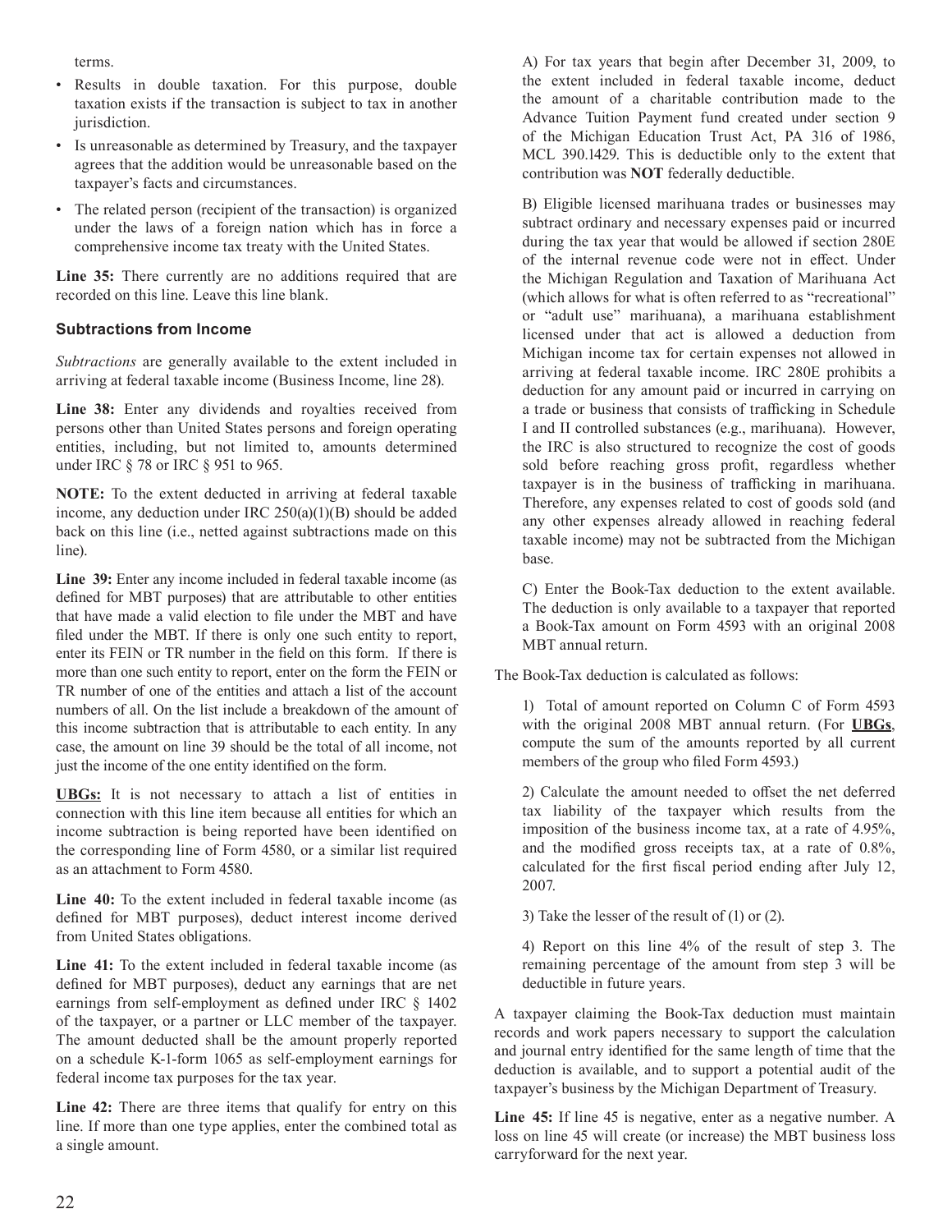terms.

- Results in double taxation. For this purpose, double taxation exists if the transaction is subject to tax in another jurisdiction.
- Is unreasonable as determined by Treasury, and the taxpayer agrees that the addition would be unreasonable based on the taxpayer's facts and circumstances.
- The related person (recipient of the transaction) is organized under the laws of a foreign nation which has in force a comprehensive income tax treaty with the United States.

**Line 35:** There currently are no additions required that are recorded on this line. Leave this line blank.

### Subtractions from Income

*Subtractions* are generally available to the extent included in arriving at federal taxable income (Business Income, line 28).

**Line 38:** Enter any dividends and royalties received from persons other than United States persons and foreign operating entities, including, but not limited to, amounts determined under IRC § 78 or IRC § 951 to 965.

**NOTE:** To the extent deducted in arriving at federal taxable income, any deduction under IRC 250(a)(1)(B) should be added back on this line (i.e., netted against subtractions made on this line).

**Line 39:** Enter any income included in federal taxable income (as defined for MBT purposes) that are attributable to other entities that have made a valid election to file under the MBT and have filed under the MBT. If there is only one such entity to report, enter its FEIN or TR number in the field on this form. If there is more than one such entity to report, enter on the form the FEIN or TR number of one of the entities and attach a list of the account numbers of all. On the list include a breakdown of the amount of this income subtraction that is attributable to each entity. In any case, the amount on line 39 should be the total of all income, not just the income of the one entity identified on the form.

**UBGs:** It is not necessary to attach a list of entities in connection with this line item because all entities for which an income subtraction is being reported have been identified on the corresponding line of Form 4580, or a similar list required as an attachment to Form 4580.

**Line 40:** To the extent included in federal taxable income (as defined for MBT purposes), deduct interest income derived from United States obligations.

**Line 41:** To the extent included in federal taxable income (as defined for MBT purposes), deduct any earnings that are net earnings from self-employment as defined under IRC § 1402 of the taxpayer, or a partner or LLC member of the taxpayer. The amount deducted shall be the amount properly reported on a schedule K-1-form 1065 as self-employment earnings for federal income tax purposes for the tax year.

**Line 42:** There are three items that qualify for entry on this line. If more than one type applies, enter the combined total as a single amount.

A) For tax years that begin after December 31, 2009, to the extent included in federal taxable income, deduct the amount of a charitable contribution made to the Advance Tuition Payment fund created under section 9 of the Michigan Education Trust Act, PA 316 of 1986, MCL 390.1429. This is deductible only to the extent that contribution was **NOT** federally deductible.

B) Eligible licensed marihuana trades or businesses may subtract ordinary and necessary expenses paid or incurred during the tax year that would be allowed if section 280E of the internal revenue code were not in effect. Under the Michigan Regulation and Taxation of Marihuana Act (which allows for what is often referred to as "recreational" or "adult use" marihuana), a marihuana establishment licensed under that act is allowed a deduction from Michigan income tax for certain expenses not allowed in arriving at federal taxable income. IRC 280E prohibits a deduction for any amount paid or incurred in carrying on a trade or business that consists of trafficking in Schedule I and II controlled substances (e.g., marihuana). However, the IRC is also structured to recognize the cost of goods sold before reaching gross profit, regardless whether taxpayer is in the business of trafficking in marihuana. Therefore, any expenses related to cost of goods sold (and any other expenses already allowed in reaching federal taxable income) may not be subtracted from the Michigan base.

C) Enter the Book-Tax deduction to the extent available. The deduction is only available to a taxpayer that reported a Book-Tax amount on Form 4593 with an original 2008 MBT annual return.

The Book-Tax deduction is calculated as follows:

1) Total of amount reported on Column C of Form 4593 with the original 2008 MBT annual return. (For **UBGs**, compute the sum of the amounts reported by all current members of the group who filed Form 4593.)

2) Calculate the amount needed to offset the net deferred tax liability of the taxpayer which results from the imposition of the business income tax, at a rate of 4.95%, and the modified gross receipts tax, at a rate of 0.8%, calculated for the first fiscal period ending after July 12, 2007.

3) Take the lesser of the result of (1) or (2).

4) Report on this line 4% of the result of step 3. The remaining percentage of the amount from step 3 will be deductible in future years.

A taxpayer claiming the Book-Tax deduction must maintain records and work papers necessary to support the calculation and journal entry identified for the same length of time that the deduction is available, and to support a potential audit of the taxpayer's business by the Michigan Department of Treasury.

**Line 45:** If line 45 is negative, enter as a negative number. A loss on line 45 will create (or increase) the MBT business loss carryforward for the next year.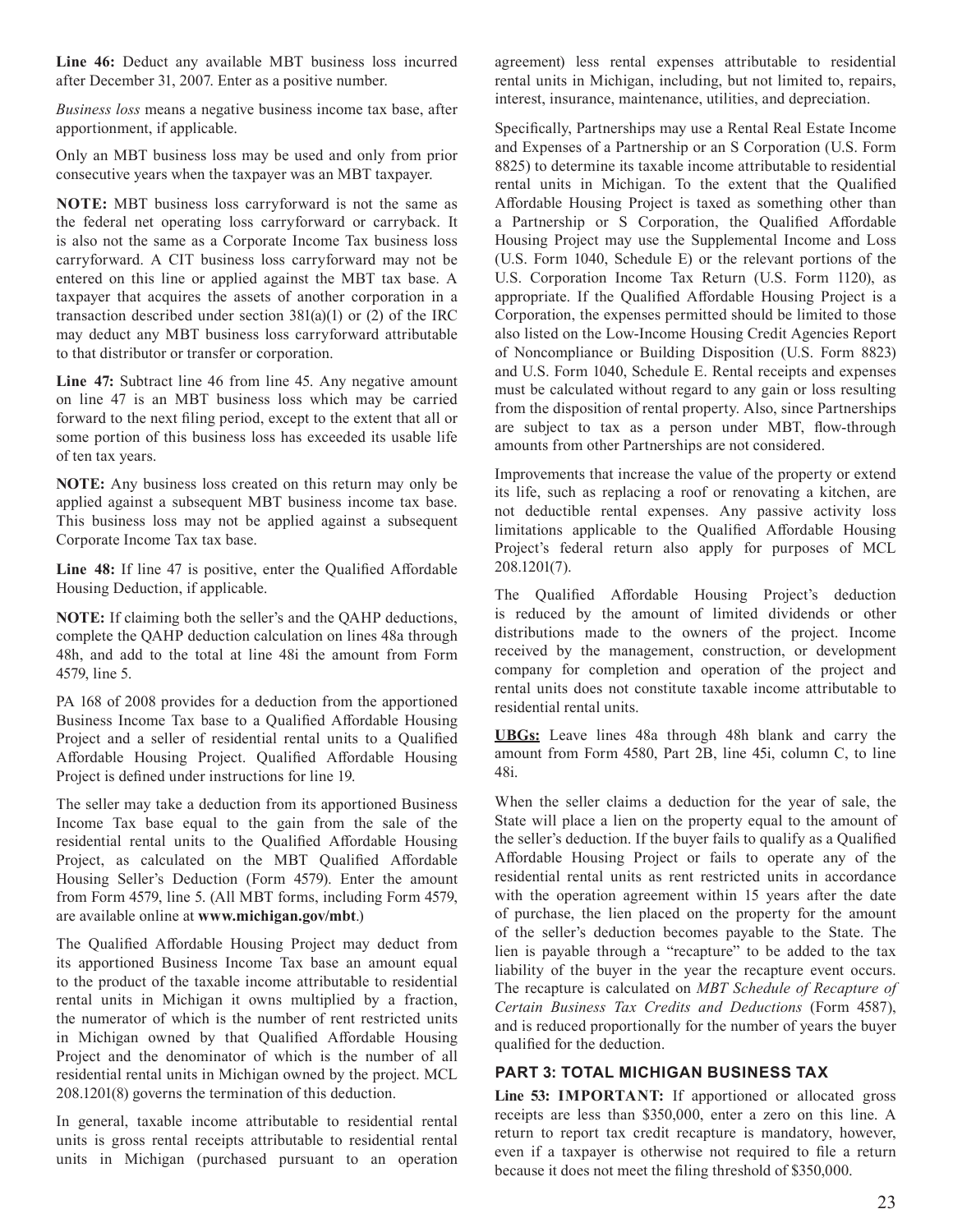**Line 46:** Deduct any available MBT business loss incurred after December 31, 2007. Enter as a positive number.

*Business loss* means a negative business income tax base, after apportionment, if applicable.

Only an MBT business loss may be used and only from prior consecutive years when the taxpayer was an MBT taxpayer.

**NOTE:** MBT business loss carryforward is not the same as the federal net operating loss carryforward or carryback. It is also not the same as a Corporate Income Tax business loss carryforward. A CIT business loss carryforward may not be entered on this line or applied against the MBT tax base. A taxpayer that acquires the assets of another corporation in a transaction described under section 381(a)(1) or (2) of the IRC may deduct any MBT business loss carryforward attributable to that distributor or transfer or corporation.

**Line 47:** Subtract line 46 from line 45. Any negative amount on line 47 is an MBT business loss which may be carried forward to the next filing period, except to the extent that all or some portion of this business loss has exceeded its usable life of ten tax years.

**NOTE:** Any business loss created on this return may only be applied against a subsequent MBT business income tax base. This business loss may not be applied against a subsequent Corporate Income Tax tax base.

**Line 48:** If line 47 is positive, enter the Qualified Affordable Housing Deduction, if applicable.

**NOTE:** If claiming both the seller's and the QAHP deductions, complete the QAHP deduction calculation on lines 48a through 48h, and add to the total at line 48i the amount from Form 4579, line 5.

PA 168 of 2008 provides for a deduction from the apportioned Business Income Tax base to a Qualified Affordable Housing Project and a seller of residential rental units to a Qualified Affordable Housing Project. Qualified Affordable Housing Project is defined under instructions for line 19.

The seller may take a deduction from its apportioned Business Income Tax base equal to the gain from the sale of the residential rental units to the Qualified Affordable Housing Project, as calculated on the MBT Qualified Affordable Housing Seller's Deduction (Form 4579). Enter the amount from Form 4579, line 5. (All MBT forms, including Form 4579, are available online at **www.michigan.gov/mbt**.)

The Qualified Affordable Housing Project may deduct from its apportioned Business Income Tax base an amount equal to the product of the taxable income attributable to residential rental units in Michigan it owns multiplied by a fraction, the numerator of which is the number of rent restricted units in Michigan owned by that Qualified Affordable Housing Project and the denominator of which is the number of all residential rental units in Michigan owned by the project. MCL 208.1201(8) governs the termination of this deduction.

In general, taxable income attributable to residential rental units is gross rental receipts attributable to residential rental units in Michigan (purchased pursuant to an operation agreement) less rental expenses attributable to residential rental units in Michigan, including, but not limited to, repairs, interest, insurance, maintenance, utilities, and depreciation.

Specifically, Partnerships may use a Rental Real Estate Income and Expenses of a Partnership or an S Corporation (U.S. Form 8825) to determine its taxable income attributable to residential rental units in Michigan. To the extent that the Qualified Affordable Housing Project is taxed as something other than a Partnership or S Corporation, the Qualified Affordable Housing Project may use the Supplemental Income and Loss (U.S. Form 1040, Schedule E) or the relevant portions of the U.S. Corporation Income Tax Return (U.S. Form 1120), as appropriate. If the Qualified Affordable Housing Project is a Corporation, the expenses permitted should be limited to those also listed on the Low-Income Housing Credit Agencies Report of Noncompliance or Building Disposition (U.S. Form 8823) and U.S. Form 1040, Schedule E. Rental receipts and expenses must be calculated without regard to any gain or loss resulting from the disposition of rental property. Also, since Partnerships are subject to tax as a person under MBT, flow-through amounts from other Partnerships are not considered.

Improvements that increase the value of the property or extend its life, such as replacing a roof or renovating a kitchen, are not deductible rental expenses. Any passive activity loss limitations applicable to the Qualified Affordable Housing Project's federal return also apply for purposes of MCL 208.1201(7).

The Qualified Affordable Housing Project's deduction is reduced by the amount of limited dividends or other distributions made to the owners of the project. Income received by the management, construction, or development company for completion and operation of the project and rental units does not constitute taxable income attributable to residential rental units.

**UBGs:** Leave lines 48a through 48h blank and carry the amount from Form 4580, Part 2B, line 45i, column C, to line 48i.

When the seller claims a deduction for the year of sale, the State will place a lien on the property equal to the amount of the seller's deduction. If the buyer fails to qualify as a Qualified Affordable Housing Project or fails to operate any of the residential rental units as rent restricted units in accordance with the operation agreement within 15 years after the date of purchase, the lien placed on the property for the amount of the seller's deduction becomes payable to the State. The lien is payable through a "recapture" to be added to the tax liability of the buyer in the year the recapture event occurs. The recapture is calculated on *MBT Schedule of Recapture of Certain Business Tax Credits and Deductions* (Form 4587), and is reduced proportionally for the number of years the buyer qualified for the deduction.

## PART 3: TOTAL MICHIGAN BUSINESS TAX

**Line 53: IMPORTANT:** If apportioned or allocated gross receipts are less than $350,000, enter a zero on this line. A return to report tax credit recapture is mandatory, however, even if a taxpayer is otherwise not required to file a return because it does not meet the filing threshold of $350,000.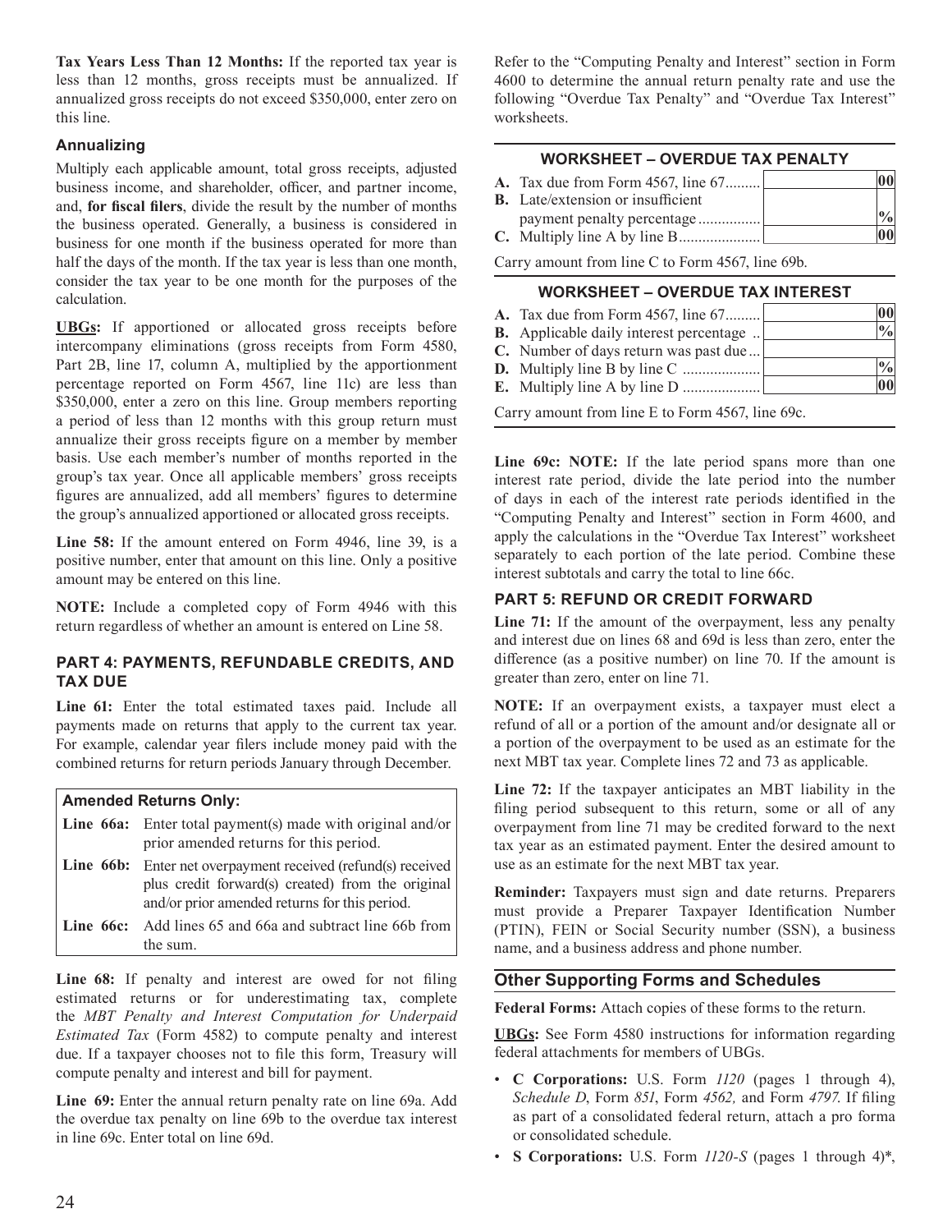**Tax Years Less Than 12 Months:** If the reported tax year is less than 12 months, gross receipts must be annualized. If annualized gross receipts do not exceed $350,000, enter zero on this line.

### Annualizing

Multiply each applicable amount, total gross receipts, adjusted business income, and shareholder, officer, and partner income, and, **for fiscal filers**, divide the result by the number of months the business operated. Generally, a business is considered in business for one month if the business operated for more than half the days of the month. If the tax year is less than one month, consider the tax year to be one month for the purposes of the calculation.

**UBGs:** If apportioned or allocated gross receipts before intercompany eliminations (gross receipts from Form 4580, Part 2B, line 17, column A, multiplied by the apportionment percentage reported on Form 4567, line 11c) are less than $350,000, enter a zero on this line. Group members reporting a period of less than 12 months with this group return must annualize their gross receipts figure on a member by member basis. Use each member's number of months reported in the group's tax year. Once all applicable members' gross receipts figures are annualized, add all members' figures to determine the group's annualized apportioned or allocated gross receipts.

**Line 58:** If the amount entered on Form 4946, line 39, is a positive number, enter that amount on this line. Only a positive amount may be entered on this line.

**NOTE:** Include a completed copy of Form 4946 with this return regardless of whether an amount is entered on Line 58.

### PART 4: PAYMENTS, REFUNDABLE CREDITS, AND TAX DUE

**Line 61:** Enter the total estimated taxes paid. Include all payments made on returns that apply to the current tax year. For example, calendar year filers include money paid with the combined returns for return periods January through December.

| **Amended Returns Only:** | |
|---|---|
| **Line 66a:** | Enter total payment(s) made with original and/or prior amended returns for this period. |
| **Line 66b:** | Enter net overpayment received (refund(s) received plus credit forward(s) created) from the original and/or prior amended returns for this period. |
| **Line 66c:** | Add lines 65 and 66a and subtract line 66b from the sum. |

**Line 68:** If penalty and interest are owed for not filing estimated returns or for underestimating tax, complete the *MBT Penalty and Interest Computation for Underpaid Estimated Tax* (Form 4582) to compute penalty and interest due. If a taxpayer chooses not to file this form, Treasury will compute penalty and interest and bill for payment.

**Line 69:** Enter the annual return penalty rate on line 69a. Add the overdue tax penalty on line 69b to the overdue tax interest in line 69c. Enter total on line 69d.

Refer to the "Computing Penalty and Interest" section in Form 4600 to determine the annual return penalty rate and use the following "Overdue Tax Penalty" and "Overdue Tax Interest" worksheets.

**WORKSHEET – OVERDUE TAX PENALTY**

| | | |
|---|---|---|
| **A.** Tax due from Form 4567, line 67 | | 00 |
| **B.** Late/extension or insufficient payment penalty percentage | | % |
| **C.** Multiply line A by line B | | 00 |

Carry amount from line C to Form 4567, line 69b.

**WORKSHEET – OVERDUE TAX INTEREST**

| | | |
|---|---|---|
| **A.** Tax due from Form 4567, line 67 | | 00 |
| **B.** Applicable daily interest percentage | | % |
| **C.** Number of days return was past due | | |
| **D.** Multiply line B by line C | | % |
| **E.** Multiply line A by line D | | 00 |

Carry amount from line E to Form 4567, line 69c.

**Line 69c: NOTE:** If the late period spans more than one interest rate period, divide the late period into the number of days in each of the interest rate periods identified in the "Computing Penalty and Interest" section in Form 4600, and apply the calculations in the "Overdue Tax Interest" worksheet separately to each portion of the late period. Combine these interest subtotals and carry the total to line 66c.

### PART 5: REFUND OR CREDIT FORWARD

**Line 71:** If the amount of the overpayment, less any penalty and interest due on lines 68 and 69d is less than zero, enter the difference (as a positive number) on line 70. If the amount is greater than zero, enter on line 71.

**NOTE:** If an overpayment exists, a taxpayer must elect a refund of all or a portion of the amount and/or designate all or a portion of the overpayment to be used as an estimate for the next MBT tax year. Complete lines 72 and 73 as applicable.

**Line 72:** If the taxpayer anticipates an MBT liability in the filing period subsequent to this return, some or all of any overpayment from line 71 may be credited forward to the next tax year as an estimated payment. Enter the desired amount to use as an estimate for the next MBT tax year.

**Reminder:** Taxpayers must sign and date returns. Preparers must provide a Preparer Taxpayer Identification Number (PTIN), FEIN or Social Security number (SSN), a business name, and a business address and phone number.

## Other Supporting Forms and Schedules

**Federal Forms:** Attach copies of these forms to the return.

**UBGs:** See Form 4580 instructions for information regarding federal attachments for members of UBGs.

- **C Corporations:** U.S. Form *1120* (pages 1 through 4), *Schedule D*, Form *851*, Form *4562,* and Form *4797*. If filing as part of a consolidated federal return, attach a pro forma or consolidated schedule.
- **S Corporations:** U.S. Form *1120-S* (pages 1 through 4)*,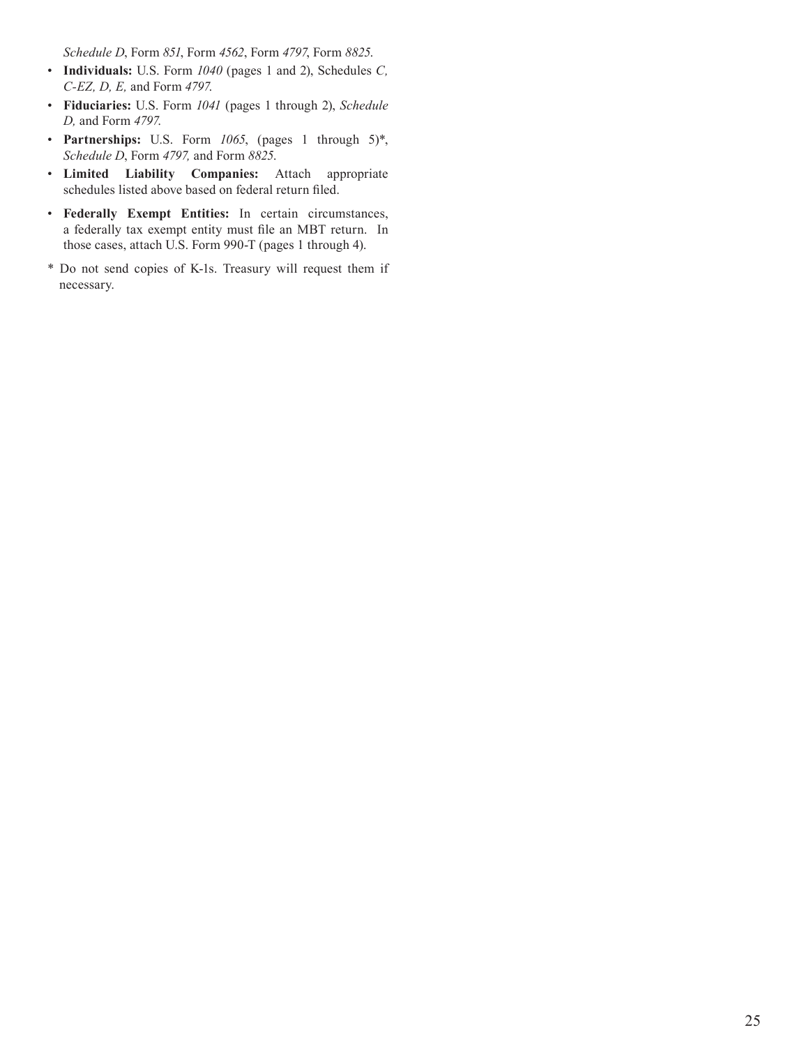*Schedule D*, Form *851*, Form *4562*, Form *4797*, Form *8825*.

- **Individuals:** U.S. Form *1040* (pages 1 and 2), Schedules *C, C-EZ, D, E,* and Form *4797*.
- **Fiduciaries:** U.S. Form *1041* (pages 1 through 2), *Schedule D,* and Form *4797*.
- **Partnerships:** U.S. Form *1065*, (pages 1 through 5)*, *Schedule D*, Form *4797,* and Form *8825*.
- **Limited Liability Companies:** Attach appropriate schedules listed above based on federal return filed.
- **Federally Exempt Entities:** In certain circumstances, a federally tax exempt entity must file an MBT return. In those cases, attach U.S. Form 990-T (pages 1 through 4).

\* Do not send copies of K-1s. Treasury will request them if necessary.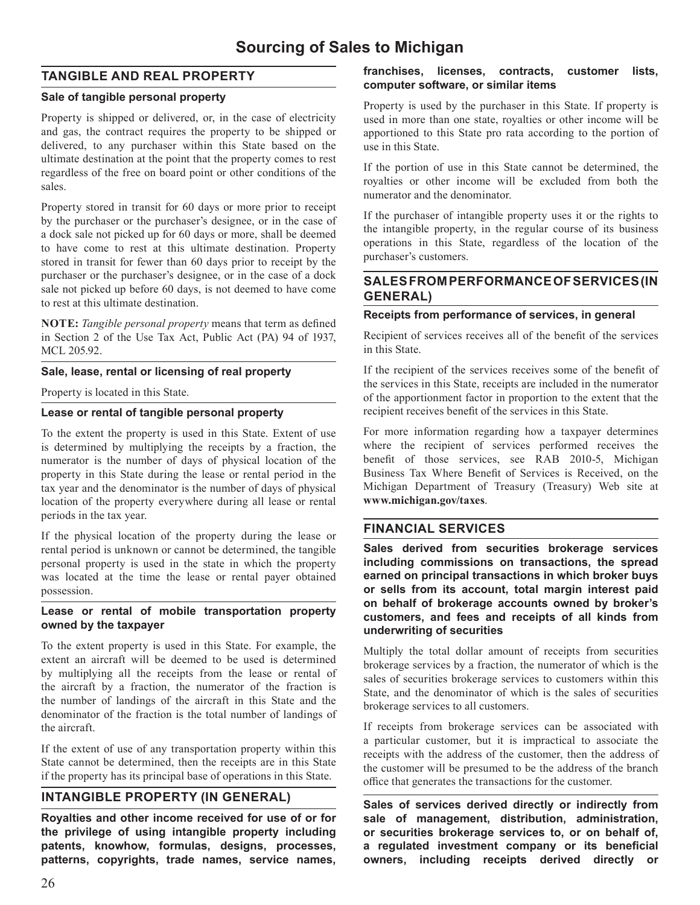# Sourcing of Sales to Michigan

## TANGIBLE AND REAL PROPERTY

### Sale of tangible personal property

Property is shipped or delivered, or, in the case of electricity and gas, the contract requires the property to be shipped or delivered, to any purchaser within this State based on the ultimate destination at the point that the property comes to rest regardless of the free on board point or other conditions of the sales.

Property stored in transit for 60 days or more prior to receipt by the purchaser or the purchaser's designee, or in the case of a dock sale not picked up for 60 days or more, shall be deemed to have come to rest at this ultimate destination. Property stored in transit for fewer than 60 days prior to receipt by the purchaser or the purchaser's designee, or in the case of a dock sale not picked up before 60 days, is not deemed to have come to rest at this ultimate destination.

**NOTE:** *Tangible personal property* means that term as defined in Section 2 of the Use Tax Act, Public Act (PA) 94 of 1937, MCL 205.92.

### Sale, lease, rental or licensing of real property

Property is located in this State.

### Lease or rental of tangible personal property

To the extent the property is used in this State. Extent of use is determined by multiplying the receipts by a fraction, the numerator is the number of days of physical location of the property in this State during the lease or rental period in the tax year and the denominator is the number of days of physical location of the property everywhere during all lease or rental periods in the tax year.

If the physical location of the property during the lease or rental period is unknown or cannot be determined, the tangible personal property is used in the state in which the property was located at the time the lease or rental payer obtained possession.

### Lease or rental of mobile transportation property owned by the taxpayer

To the extent property is used in this State. For example, the extent an aircraft will be deemed to be used is determined by multiplying all the receipts from the lease or rental of the aircraft by a fraction, the numerator of the fraction is the number of landings of the aircraft in this State and the denominator of the fraction is the total number of landings of the aircraft.

If the extent of use of any transportation property within this State cannot be determined, then the receipts are in this State if the property has its principal base of operations in this State.

## INTANGIBLE PROPERTY (IN GENERAL)

### Royalties and other income received for use of or for the privilege of using intangible property including patents, knowhow, formulas, designs, processes, patterns, copyrights, trade names, service names, franchises, licenses, contracts, customer lists, computer software, or similar items

Property is used by the purchaser in this State. If property is used in more than one state, royalties or other income will be apportioned to this State pro rata according to the portion of use in this State.

If the portion of use in this State cannot be determined, the royalties or other income will be excluded from both the numerator and the denominator.

If the purchaser of intangible property uses it or the rights to the intangible property, in the regular course of its business operations in this State, regardless of the location of the purchaser's customers.

## SALES FROM PERFORMANCE OF SERVICES (IN GENERAL)

### Receipts from performance of services, in general

Recipient of services receives all of the benefit of the services in this State.

If the recipient of the services receives some of the benefit of the services in this State, receipts are included in the numerator of the apportionment factor in proportion to the extent that the recipient receives benefit of the services in this State.

For more information regarding how a taxpayer determines where the recipient of services performed receives the benefit of those services, see RAB 2010-5, Michigan Business Tax Where Benefit of Services is Received, on the Michigan Department of Treasury (Treasury) Web site at **www.michigan.gov/taxes**.

## FINANCIAL SERVICES

### Sales derived from securities brokerage services including commissions on transactions, the spread earned on principal transactions in which broker buys or sells from its account, total margin interest paid on behalf of brokerage accounts owned by broker's customers, and fees and receipts of all kinds from underwriting of securities

Multiply the total dollar amount of receipts from securities brokerage services by a fraction, the numerator of which is the sales of securities brokerage services to customers within this State, and the denominator of which is the sales of securities brokerage services to all customers.

If receipts from brokerage services can be associated with a particular customer, but it is impractical to associate the receipts with the address of the customer, then the address of the customer will be presumed to be the address of the branch office that generates the transactions for the customer.

### Sales of services derived directly or indirectly from sale of management, distribution, administration, or securities brokerage services to, or on behalf of, a regulated investment company or its beneficial owners, including receipts derived directly or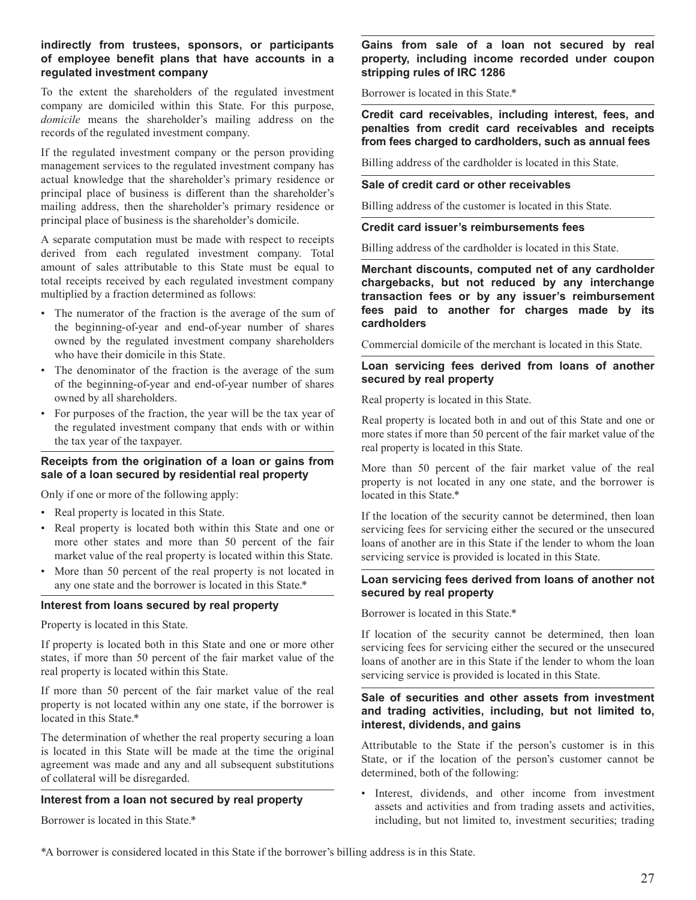**indirectly from trustees, sponsors, or participants of employee benefit plans that have accounts in a regulated investment company**

To the extent the shareholders of the regulated investment company are domiciled within this State. For this purpose, *domicile* means the shareholder's mailing address on the records of the regulated investment company.

If the regulated investment company or the person providing management services to the regulated investment company has actual knowledge that the shareholder's primary residence or principal place of business is different than the shareholder's mailing address, then the shareholder's primary residence or principal place of business is the shareholder's domicile.

A separate computation must be made with respect to receipts derived from each regulated investment company. Total amount of sales attributable to this State must be equal to total receipts received by each regulated investment company multiplied by a fraction determined as follows:

- The numerator of the fraction is the average of the sum of the beginning-of-year and end-of-year number of shares owned by the regulated investment company shareholders who have their domicile in this State.
- The denominator of the fraction is the average of the sum of the beginning-of-year and end-of-year number of shares owned by all shareholders.
- For purposes of the fraction, the year will be the tax year of the regulated investment company that ends with or within the tax year of the taxpayer.

**Receipts from the origination of a loan or gains from sale of a loan secured by residential real property**

Only if one or more of the following apply:

- Real property is located in this State.
- Real property is located both within this State and one or more other states and more than 50 percent of the fair market value of the real property is located within this State.
- More than 50 percent of the real property is not located in any one state and the borrower is located in this State.*

**Interest from loans secured by real property**

Property is located in this State.

If property is located both in this State and one or more other states, if more than 50 percent of the fair market value of the real property is located within this State.

If more than 50 percent of the fair market value of the real property is not located within any one state, if the borrower is located in this State.*

The determination of whether the real property securing a loan is located in this State will be made at the time the original agreement was made and any and all subsequent substitutions of collateral will be disregarded.

**Interest from a loan not secured by real property**

Borrower is located in this State.*

**Gains from sale of a loan not secured by real property, including income recorded under coupon stripping rules of IRC 1286**

Borrower is located in this State.*

**Credit card receivables, including interest, fees, and penalties from credit card receivables and receipts from fees charged to cardholders, such as annual fees**

Billing address of the cardholder is located in this State.

**Sale of credit card or other receivables**

Billing address of the customer is located in this State.

**Credit card issuer's reimbursements fees**

Billing address of the cardholder is located in this State.

**Merchant discounts, computed net of any cardholder chargebacks, but not reduced by any interchange transaction fees or by any issuer's reimbursement fees paid to another for charges made by its cardholders**

Commercial domicile of the merchant is located in this State.

**Loan servicing fees derived from loans of another secured by real property**

Real property is located in this State.

Real property is located both in and out of this State and one or more states if more than 50 percent of the fair market value of the real property is located in this State.

More than 50 percent of the fair market value of the real property is not located in any one state, and the borrower is located in this State.*

If the location of the security cannot be determined, then loan servicing fees for servicing either the secured or the unsecured loans of another are in this State if the lender to whom the loan servicing service is provided is located in this State.

**Loan servicing fees derived from loans of another not secured by real property**

Borrower is located in this State.*

If location of the security cannot be determined, then loan servicing fees for servicing either the secured or the unsecured loans of another are in this State if the lender to whom the loan servicing service is provided is located in this State.

**Sale of securities and other assets from investment and trading activities, including, but not limited to, interest, dividends, and gains**

Attributable to the State if the person's customer is in this State, or if the location of the person's customer cannot be determined, both of the following:

- Interest, dividends, and other income from investment assets and activities and from trading assets and activities, including, but not limited to, investment securities; trading

*A borrower is considered located in this State if the borrower's billing address is in this State.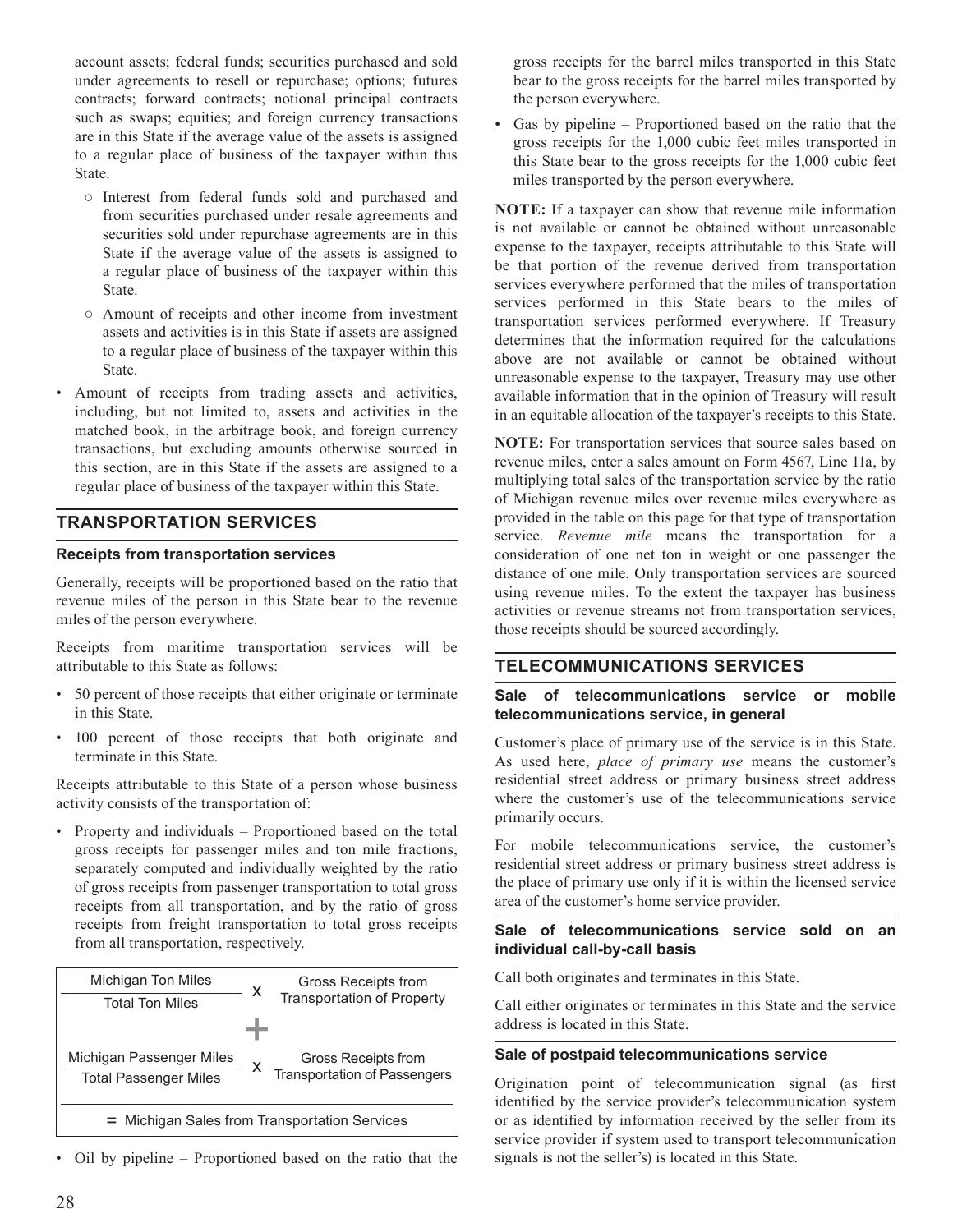account assets; federal funds; securities purchased and sold under agreements to resell or repurchase; options; futures contracts; forward contracts; notional principal contracts such as swaps; equities; and foreign currency transactions are in this State if the average value of the assets is assigned to a regular place of business of the taxpayer within this State.

- Interest from federal funds sold and purchased and from securities purchased under resale agreements and securities sold under repurchase agreements are in this State if the average value of the assets is assigned to a regular place of business of the taxpayer within this State.
- Amount of receipts and other income from investment assets and activities is in this State if assets are assigned to a regular place of business of the taxpayer within this State.

- Amount of receipts from trading assets and activities, including, but not limited to, assets and activities in the matched book, in the arbitrage book, and foreign currency transactions, but excluding amounts otherwise sourced in this section, are in this State if the assets are assigned to a regular place of business of the taxpayer within this State.

## TRANSPORTATION SERVICES

### Receipts from transportation services

Generally, receipts will be proportioned based on the ratio that revenue miles of the person in this State bear to the revenue miles of the person everywhere.

Receipts from maritime transportation services will be attributable to this State as follows:

- 50 percent of those receipts that either originate or terminate in this State.
- 100 percent of those receipts that both originate and terminate in this State.

Receipts attributable to this State of a person whose business activity consists of the transportation of:

- Property and individuals – Proportioned based on the total gross receipts for passenger miles and ton mile fractions, separately computed and individually weighted by the ratio of gross receipts from passenger transportation to total gross receipts from all transportation, and by the ratio of gross receipts from freight transportation to total gross receipts from all transportation, respectively.

$$\frac{\text{Michigan Ton Miles}}{\text{Total Ton Miles}} \times \text{Gross Receipts from Transportation of Property}$$

$$+$$

$$\frac{\text{Michigan Passenger Miles}}{\text{Total Passenger Miles}} \times \text{Gross Receipts from Transportation of Passengers}$$

$$= \text{Michigan Sales from Transportation Services}$$

- Oil by pipeline – Proportioned based on the ratio that the gross receipts for the barrel miles transported in this State bear to the gross receipts for the barrel miles transported by the person everywhere.
- Gas by pipeline – Proportioned based on the ratio that the gross receipts for the 1,000 cubic feet miles transported in this State bear to the gross receipts for the 1,000 cubic feet miles transported by the person everywhere.

**NOTE:** If a taxpayer can show that revenue mile information is not available or cannot be obtained without unreasonable expense to the taxpayer, receipts attributable to this State will be that portion of the revenue derived from transportation services everywhere performed that the miles of transportation services performed in this State bears to the miles of transportation services performed everywhere. If Treasury determines that the information required for the calculations above are not available or cannot be obtained without unreasonable expense to the taxpayer, Treasury may use other available information that in the opinion of Treasury will result in an equitable allocation of the taxpayer's receipts to this State.

**NOTE:** For transportation services that source sales based on revenue miles, enter a sales amount on Form 4567, Line 11a, by multiplying total sales of the transportation service by the ratio of Michigan revenue miles over revenue miles everywhere as provided in the table on this page for that type of transportation service. *Revenue mile* means the transportation for a consideration of one net ton in weight or one passenger the distance of one mile. Only transportation services are sourced using revenue miles. To the extent the taxpayer has business activities or revenue streams not from transportation services, those receipts should be sourced accordingly.

## TELECOMMUNICATIONS SERVICES

### Sale of telecommunications service or mobile telecommunications service, in general

Customer's place of primary use of the service is in this State. As used here, *place of primary use* means the customer's residential street address or primary business street address where the customer's use of the telecommunications service primarily occurs.

For mobile telecommunications service, the customer's residential street address or primary business street address is the place of primary use only if it is within the licensed service area of the customer's home service provider.

### Sale of telecommunications service sold on an individual call-by-call basis

Call both originates and terminates in this State.

Call either originates or terminates in this State and the service address is located in this State.

### Sale of postpaid telecommunications service

Origination point of telecommunication signal (as first identified by the service provider's telecommunication system or as identified by information received by the seller from its service provider if system used to transport telecommunication signals is not the seller's) is located in this State.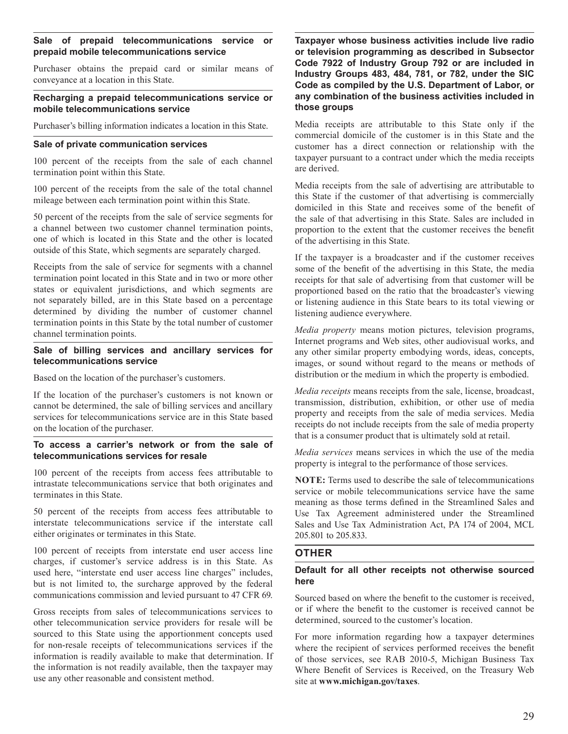### Sale of prepaid telecommunications service or prepaid mobile telecommunications service

Purchaser obtains the prepaid card or similar means of conveyance at a location in this State.

### Recharging a prepaid telecommunications service or mobile telecommunications service

Purchaser's billing information indicates a location in this State.

### Sale of private communication services

100 percent of the receipts from the sale of each channel termination point within this State.

100 percent of the receipts from the sale of the total channel mileage between each termination point within this State.

50 percent of the receipts from the sale of service segments for a channel between two customer channel termination points, one of which is located in this State and the other is located outside of this State, which segments are separately charged.

Receipts from the sale of service for segments with a channel termination point located in this State and in two or more other states or equivalent jurisdictions, and which segments are not separately billed, are in this State based on a percentage determined by dividing the number of customer channel termination points in this State by the total number of customer channel termination points.

### Sale of billing services and ancillary services for telecommunications service

Based on the location of the purchaser's customers.

If the location of the purchaser's customers is not known or cannot be determined, the sale of billing services and ancillary services for telecommunications service are in this State based on the location of the purchaser.

### To access a carrier's network or from the sale of telecommunications services for resale

100 percent of the receipts from access fees attributable to intrastate telecommunications service that both originates and terminates in this State.

50 percent of the receipts from access fees attributable to interstate telecommunications service if the interstate call either originates or terminates in this State.

100 percent of receipts from interstate end user access line charges, if customer's service address is in this State. As used here, "interstate end user access line charges" includes, but is not limited to, the surcharge approved by the federal communications commission and levied pursuant to 47 CFR 69.

Gross receipts from sales of telecommunications services to other telecommunication service providers for resale will be sourced to this State using the apportionment concepts used for non-resale receipts of telecommunications services if the information is readily available to make that determination. If the information is not readily available, then the taxpayer may use any other reasonable and consistent method.

### Taxpayer whose business activities include live radio or television programming as described in Subsector Code 7922 of Industry Group 792 or are included in Industry Groups 483, 484, 781, or 782, under the SIC Code as compiled by the U.S. Department of Labor, or any combination of the business activities included in those groups

Media receipts are attributable to this State only if the commercial domicile of the customer is in this State and the customer has a direct connection or relationship with the taxpayer pursuant to a contract under which the media receipts are derived.

Media receipts from the sale of advertising are attributable to this State if the customer of that advertising is commercially domiciled in this State and receives some of the benefit of the sale of that advertising in this State. Sales are included in proportion to the extent that the customer receives the benefit of the advertising in this State.

If the taxpayer is a broadcaster and if the customer receives some of the benefit of the advertising in this State, the media receipts for that sale of advertising from that customer will be proportioned based on the ratio that the broadcaster's viewing or listening audience in this State bears to its total viewing or listening audience everywhere.

*Media property* means motion pictures, television programs, Internet programs and Web sites, other audiovisual works, and any other similar property embodying words, ideas, concepts, images, or sound without regard to the means or methods of distribution or the medium in which the property is embodied.

*Media receipts* means receipts from the sale, license, broadcast, transmission, distribution, exhibition, or other use of media property and receipts from the sale of media services. Media receipts do not include receipts from the sale of media property that is a consumer product that is ultimately sold at retail.

*Media services* means services in which the use of the media property is integral to the performance of those services.

**NOTE:** Terms used to describe the sale of telecommunications service or mobile telecommunications service have the same meaning as those terms defined in the Streamlined Sales and Use Tax Agreement administered under the Streamlined Sales and Use Tax Administration Act, PA 174 of 2004, MCL 205.801 to 205.833.

## OTHER

### Default for all other receipts not otherwise sourced here

Sourced based on where the benefit to the customer is received, or if where the benefit to the customer is received cannot be determined, sourced to the customer's location.

For more information regarding how a taxpayer determines where the recipient of services performed receives the benefit of those services, see RAB 2010-5, Michigan Business Tax Where Benefit of Services is Received, on the Treasury Web site at **www.michigan.gov/taxes**.